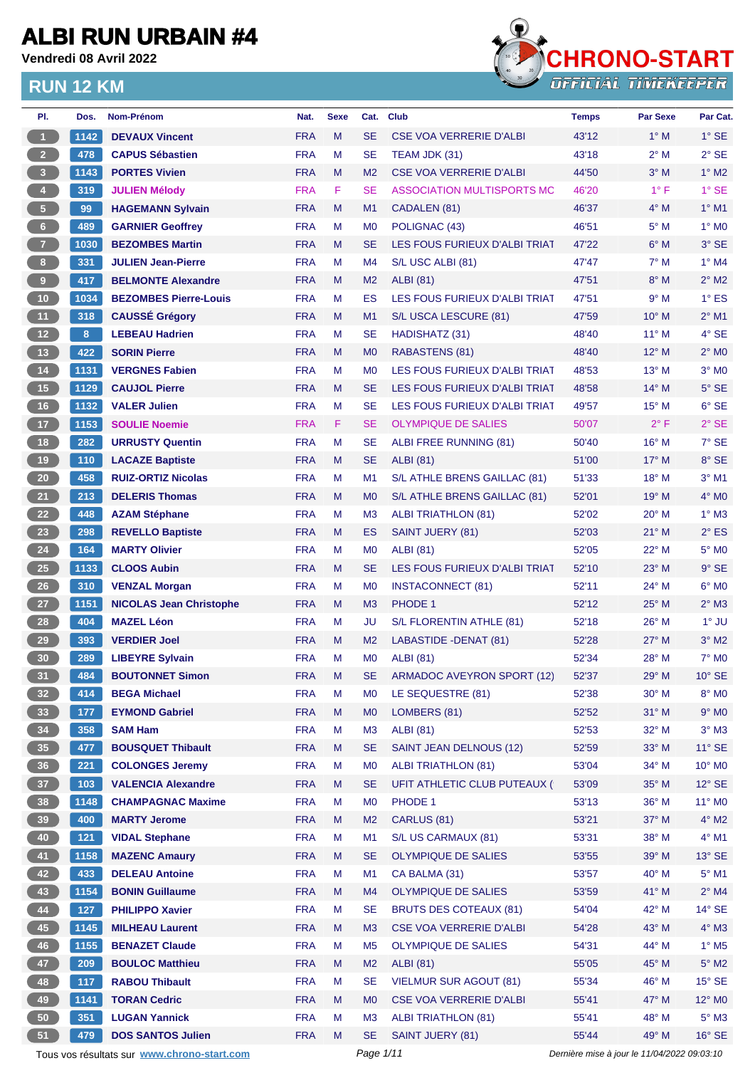# ALBI RUN URBAIN #4

**Vendredi 08 Avril 2022**

## RUN 12 KM

CHRONO-START OFFICIAL TIMEKEEPER

| Pl. | Dos. | Nom-Prénom | Nat. | Sexe | Cat. | Club | Temps | Par Sexe | Par Cat. |
|---|---|---|---|---|---|---|---|---|---|
| 1 | 1142 | DEVAUX Vincent | FRA | M | SE | CSE VOA VERRERIE D'ALBI | 43'12 | 1° M | 1° SE |
| 2 | 478 | CAPUS Sébastien | FRA | M | SE | TEAM JDK (31) | 43'18 | 2° M | 2° SE |
| 3 | 1143 | PORTES Vivien | FRA | M | M2 | CSE VOA VERRERIE D'ALBI | 44'50 | 3° M | 1° M2 |
| 4 | 319 | JULIEN Mélody | FRA | F | SE | ASSOCIATION MULTISPORTS MC | 46'20 | 1° F | 1° SE |
| 5 | 99 | HAGEMANN Sylvain | FRA | M | M1 | CADALEN (81) | 46'37 | 4° M | 1° M1 |
| 6 | 489 | GARNIER Geoffrey | FRA | M | M0 | POLIGNAC (43) | 46'51 | 5° M | 1° M0 |
| 7 | 1030 | BEZOMBES Martin | FRA | M | SE | LES FOUS FURIEUX D'ALBI TRIAT | 47'22 | 6° M | 3° SE |
| 8 | 331 | JULIEN Jean-Pierre | FRA | M | M4 | S/L USC ALBI (81) | 47'47 | 7° M | 1° M4 |
| 9 | 417 | BELMONTE Alexandre | FRA | M | M2 | ALBI (81) | 47'51 | 8° M | 2° M2 |
| 10 | 1034 | BEZOMBES Pierre-Louis | FRA | M | ES | LES FOUS FURIEUX D'ALBI TRIAT | 47'51 | 9° M | 1° ES |
| 11 | 318 | CAUSSÉ Grégory | FRA | M | M1 | S/L USCA LESCURE (81) | 47'59 | 10° M | 2° M1 |
| 12 | 8 | LEBEAU Hadrien | FRA | M | SE | HADISHATZ (31) | 48'40 | 11° M | 4° SE |
| 13 | 422 | SORIN Pierre | FRA | M | M0 | RABASTENS (81) | 48'40 | 12° M | 2° M0 |
| 14 | 1131 | VERGNES Fabien | FRA | M | M0 | LES FOUS FURIEUX D'ALBI TRIAT | 48'53 | 13° M | 3° M0 |
| 15 | 1129 | CAUJOL Pierre | FRA | M | SE | LES FOUS FURIEUX D'ALBI TRIAT | 48'58 | 14° M | 5° SE |
| 16 | 1132 | VALER Julien | FRA | M | SE | LES FOUS FURIEUX D'ALBI TRIAT | 49'57 | 15° M | 6° SE |
| 17 | 1153 | SOULIE Noemie | FRA | F | SE | OLYMPIQUE DE SALIES | 50'07 | 2° F | 2° SE |
| 18 | 282 | URRUSTY Quentin | FRA | M | SE | ALBI FREE RUNNING (81) | 50'40 | 16° M | 7° SE |
| 19 | 110 | LACAZE Baptiste | FRA | M | SE | ALBI (81) | 51'00 | 17° M | 8° SE |
| 20 | 458 | RUIZ-ORTIZ Nicolas | FRA | M | M1 | S/L ATHLE BRENS GAILLAC (81) | 51'33 | 18° M | 3° M1 |
| 21 | 213 | DELERIS Thomas | FRA | M | M0 | S/L ATHLE BRENS GAILLAC (81) | 52'01 | 19° M | 4° M0 |
| 22 | 448 | AZAM Stéphane | FRA | M | M3 | ALBI TRIATHLON (81) | 52'02 | 20° M | 1° M3 |
| 23 | 298 | REVELLO Baptiste | FRA | M | ES | SAINT JUERY (81) | 52'03 | 21° M | 2° ES |
| 24 | 164 | MARTY Olivier | FRA | M | M0 | ALBI (81) | 52'05 | 22° M | 5° M0 |
| 25 | 1133 | CLOOS Aubin | FRA | M | SE | LES FOUS FURIEUX D'ALBI TRIAT | 52'10 | 23° M | 9° SE |
| 26 | 310 | VENZAL Morgan | FRA | M | M0 | INSTACONNECT (81) | 52'11 | 24° M | 6° M0 |
| 27 | 1151 | NICOLAS Jean Christophe | FRA | M | M3 | PHODE 1 | 52'12 | 25° M | 2° M3 |
| 28 | 404 | MAZEL Léon | FRA | M | JU | S/L FLORENTIN ATHLE (81) | 52'18 | 26° M | 1° JU |
| 29 | 393 | VERDIER Joel | FRA | M | M2 | LABASTIDE -DENAT (81) | 52'28 | 27° M | 3° M2 |
| 30 | 289 | LIBEYRE Sylvain | FRA | M | M0 | ALBI (81) | 52'34 | 28° M | 7° M0 |
| 31 | 484 | BOUTONNET Simon | FRA | M | SE | ARMADOC AVEYRON SPORT (12) | 52'37 | 29° M | 10° SE |
| 32 | 414 | BEGA Michael | FRA | M | M0 | LE SEQUESTRE (81) | 52'38 | 30° M | 8° M0 |
| 33 | 177 | EYMOND Gabriel | FRA | M | M0 | LOMBERS (81) | 52'52 | 31° M | 9° M0 |
| 34 | 358 | SAM Ham | FRA | M | M3 | ALBI (81) | 52'53 | 32° M | 3° M3 |
| 35 | 477 | BOUSQUET Thibault | FRA | M | SE | SAINT JEAN DELNOUS (12) | 52'59 | 33° M | 11° SE |
| 36 | 221 | COLONGES Jeremy | FRA | M | M0 | ALBI TRIATHLON (81) | 53'04 | 34° M | 10° M0 |
| 37 | 103 | VALENCIA Alexandre | FRA | M | SE | UFIT ATHLETIC CLUB PUTEAUX ( | 53'09 | 35° M | 12° SE |
| 38 | 1148 | CHAMPAGNAC Maxime | FRA | M | M0 | PHODE 1 | 53'13 | 36° M | 11° M0 |
| 39 | 400 | MARTY Jerome | FRA | M | M2 | CARLUS (81) | 53'21 | 37° M | 4° M2 |
| 40 | 121 | VIDAL Stephane | FRA | M | M1 | S/L US CARMAUX (81) | 53'31 | 38° M | 4° M1 |
| 41 | 1158 | MAZENC Amaury | FRA | M | SE | OLYMPIQUE DE SALIES | 53'55 | 39° M | 13° SE |
| 42 | 433 | DELEAU Antoine | FRA | M | M1 | CA BALMA (31) | 53'57 | 40° M | 5° M1 |
| 43 | 1154 | BONIN Guillaume | FRA | M | M4 | OLYMPIQUE DE SALIES | 53'59 | 41° M | 2° M4 |
| 44 | 127 | PHILIPPO Xavier | FRA | M | SE | BRUTS DES COTEAUX (81) | 54'04 | 42° M | 14° SE |
| 45 | 1145 | MILHEAU Laurent | FRA | M | M3 | CSE VOA VERRERIE D'ALBI | 54'28 | 43° M | 4° M3 |
| 46 | 1155 | BENAZET Claude | FRA | M | M5 | OLYMPIQUE DE SALIES | 54'31 | 44° M | 1° M5 |
| 47 | 209 | BOULOC Matthieu | FRA | M | M2 | ALBI (81) | 55'05 | 45° M | 5° M2 |
| 48 | 117 | RABOU Thibault | FRA | M | SE | VIELMUR SUR AGOUT (81) | 55'34 | 46° M | 15° SE |
| 49 | 1141 | TORAN Cedric | FRA | M | M0 | CSE VOA VERRERIE D'ALBI | 55'41 | 47° M | 12° M0 |
| 50 | 351 | LUGAN Yannick | FRA | M | M3 | ALBI TRIATHLON (81) | 55'41 | 48° M | 5° M3 |
| 51 | 479 | DOS SANTOS Julien | FRA | M | SE | SAINT JUERY (81) | 55'44 | 49° M | 16° SE |

Tous vos résultats sur www.chrono-start.com

*Dernière mise à jour le 11/04/2022 09:03:10*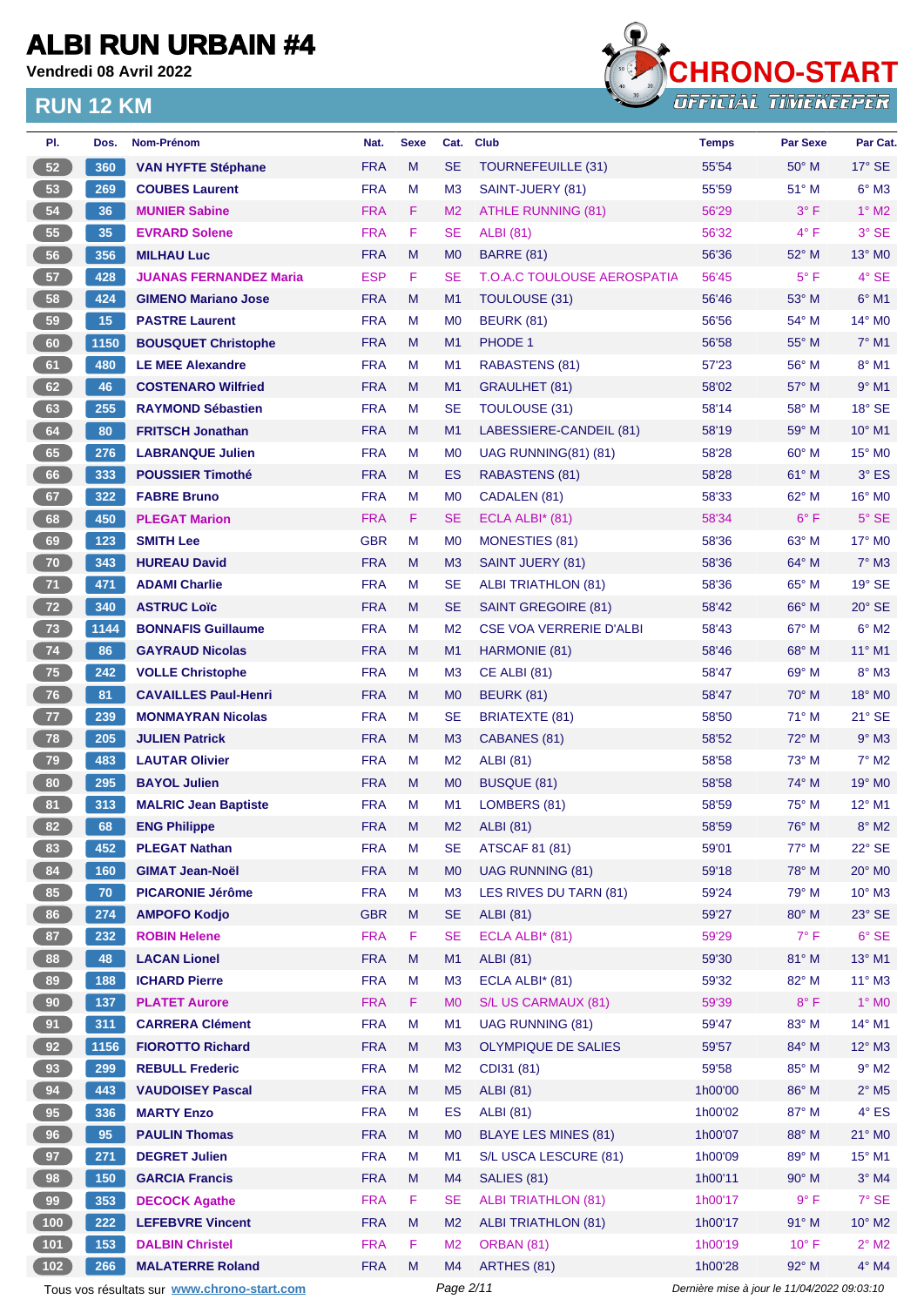# ALBI RUN URBAIN #4

**Vendredi 08 Avril 2022**

## RUN 12 KM

| Pl. | Dos. | Nom-Prénom | Nat. | Sexe | Cat. | Club | Temps | Par Sexe | Par Cat. |
|---|---|---|---|---|---|---|---|---|---|
| 52 | 360 | VAN HYFTE Stéphane | FRA | M | SE | TOURNEFEUILLE (31) | 55'54 | 50° M | 17° SE |
| 53 | 269 | COUBES Laurent | FRA | M | M3 | SAINT-JUERY (81) | 55'59 | 51° M | 6° M3 |
| 54 | 36 | MUNIER Sabine | FRA | F | M2 | ATHLE RUNNING (81) | 56'29 | 3° F | 1° M2 |
| 55 | 35 | EVRARD Solene | FRA | F | SE | ALBI (81) | 56'32 | 4° F | 3° SE |
| 56 | 356 | MILHAU Luc | FRA | M | M0 | BARRE (81) | 56'36 | 52° M | 13° M0 |
| 57 | 428 | JUANAS FERNANDEZ Maria | ESP | F | SE | T.O.A.C TOULOUSE AEROSPATIA | 56'45 | 5° F | 4° SE |
| 58 | 424 | GIMENO Mariano Jose | FRA | M | M1 | TOULOUSE (31) | 56'46 | 53° M | 6° M1 |
| 59 | 15 | PASTRE Laurent | FRA | M | M0 | BEURK (81) | 56'56 | 54° M | 14° M0 |
| 60 | 1150 | BOUSQUET Christophe | FRA | M | M1 | PHODE 1 | 56'58 | 55° M | 7° M1 |
| 61 | 480 | LE MEE Alexandre | FRA | M | M1 | RABASTENS (81) | 57'23 | 56° M | 8° M1 |
| 62 | 46 | COSTENARO Wilfried | FRA | M | M1 | GRAULHET (81) | 58'02 | 57° M | 9° M1 |
| 63 | 255 | RAYMOND Sébastien | FRA | M | SE | TOULOUSE (31) | 58'14 | 58° M | 18° SE |
| 64 | 80 | FRITSCH Jonathan | FRA | M | M1 | LABESSIERE-CANDEIL (81) | 58'19 | 59° M | 10° M1 |
| 65 | 276 | LABRANQUE Julien | FRA | M | M0 | UAG RUNNING(81) (81) | 58'28 | 60° M | 15° M0 |
| 66 | 333 | POUSSIER Timothé | FRA | M | ES | RABASTENS (81) | 58'28 | 61° M | 3° ES |
| 67 | 322 | FABRE Bruno | FRA | M | M0 | CADALEN (81) | 58'33 | 62° M | 16° M0 |
| 68 | 450 | PLEGAT Marion | FRA | F | SE | ECLA ALBI* (81) | 58'34 | 6° F | 5° SE |
| 69 | 123 | SMITH Lee | GBR | M | M0 | MONESTIES (81) | 58'36 | 63° M | 17° M0 |
| 70 | 343 | HUREAU David | FRA | M | M3 | SAINT JUERY (81) | 58'36 | 64° M | 7° M3 |
| 71 | 471 | ADAMI Charlie | FRA | M | SE | ALBI TRIATHLON (81) | 58'36 | 65° M | 19° SE |
| 72 | 340 | ASTRUC Loïc | FRA | M | SE | SAINT GREGOIRE (81) | 58'42 | 66° M | 20° SE |
| 73 | 1144 | BONNAFIS Guillaume | FRA | M | M2 | CSE VOA VERRERIE D'ALBI | 58'43 | 67° M | 6° M2 |
| 74 | 86 | GAYRAUD Nicolas | FRA | M | M1 | HARMONIE (81) | 58'46 | 68° M | 11° M1 |
| 75 | 242 | VOLLE Christophe | FRA | M | M3 | CE ALBI (81) | 58'47 | 69° M | 8° M3 |
| 76 | 81 | CAVAILLES Paul-Henri | FRA | M | M0 | BEURK (81) | 58'47 | 70° M | 18° M0 |
| 77 | 239 | MONMAYRAN Nicolas | FRA | M | SE | BRIATEXTE (81) | 58'50 | 71° M | 21° SE |
| 78 | 205 | JULIEN Patrick | FRA | M | M3 | CABANES (81) | 58'52 | 72° M | 9° M3 |
| 79 | 483 | LAUTAR Olivier | FRA | M | M2 | ALBI (81) | 58'58 | 73° M | 7° M2 |
| 80 | 295 | BAYOL Julien | FRA | M | M0 | BUSQUE (81) | 58'58 | 74° M | 19° M0 |
| 81 | 313 | MALRIC Jean Baptiste | FRA | M | M1 | LOMBERS (81) | 58'59 | 75° M | 12° M1 |
| 82 | 68 | ENG Philippe | FRA | M | M2 | ALBI (81) | 58'59 | 76° M | 8° M2 |
| 83 | 452 | PLEGAT Nathan | FRA | M | SE | ATSCAF 81 (81) | 59'01 | 77° M | 22° SE |
| 84 | 160 | GIMAT Jean-Noël | FRA | M | M0 | UAG RUNNING (81) | 59'18 | 78° M | 20° M0 |
| 85 | 70 | PICARONIE Jérôme | FRA | M | M3 | LES RIVES DU TARN (81) | 59'24 | 79° M | 10° M3 |
| 86 | 274 | AMPOFO Kodjo | GBR | M | SE | ALBI (81) | 59'27 | 80° M | 23° SE |
| 87 | 232 | ROBIN Helene | FRA | F | SE | ECLA ALBI* (81) | 59'29 | 7° F | 6° SE |
| 88 | 48 | LACAN Lionel | FRA | M | M1 | ALBI (81) | 59'30 | 81° M | 13° M1 |
| 89 | 188 | ICHARD Pierre | FRA | M | M3 | ECLA ALBI* (81) | 59'32 | 82° M | 11° M3 |
| 90 | 137 | PLATET Aurore | FRA | F | M0 | S/L US CARMAUX (81) | 59'39 | 8° F | 1° M0 |
| 91 | 311 | CARRERA Clément | FRA | M | M1 | UAG RUNNING (81) | 59'47 | 83° M | 14° M1 |
| 92 | 1156 | FIOROTTO Richard | FRA | M | M3 | OLYMPIQUE DE SALIES | 59'57 | 84° M | 12° M3 |
| 93 | 299 | REBULL Frederic | FRA | M | M2 | CDI31 (81) | 59'58 | 85° M | 9° M2 |
| 94 | 443 | VAUDOISEY Pascal | FRA | M | M5 | ALBI (81) | 1h00'00 | 86° M | 2° M5 |
| 95 | 336 | MARTY Enzo | FRA | M | ES | ALBI (81) | 1h00'02 | 87° M | 4° ES |
| 96 | 95 | PAULIN Thomas | FRA | M | M0 | BLAYE LES MINES (81) | 1h00'07 | 88° M | 21° M0 |
| 97 | 271 | DEGRET Julien | FRA | M | M1 | S/L USCA LESCURE (81) | 1h00'09 | 89° M | 15° M1 |
| 98 | 150 | GARCIA Francis | FRA | M | M4 | SALIES (81) | 1h00'11 | 90° M | 3° M4 |
| 99 | 353 | DECOCK Agathe | FRA | F | SE | ALBI TRIATHLON (81) | 1h00'17 | 9° F | 7° SE |
| 100 | 222 | LEFEBVRE Vincent | FRA | M | M2 | ALBI TRIATHLON (81) | 1h00'17 | 91° M | 10° M2 |
| 101 | 153 | DALBIN Christel | FRA | F | M2 | ORBAN (81) | 1h00'19 | 10° F | 2° M2 |
| 102 | 266 | MALATERRE Roland | FRA | M | M4 | ARTHES (81) | 1h00'28 | 92° M | 4° M4 |

Tous vos résultats sur www.chrono-start.com

Dernière mise à jour le 11/04/2022 09:03:10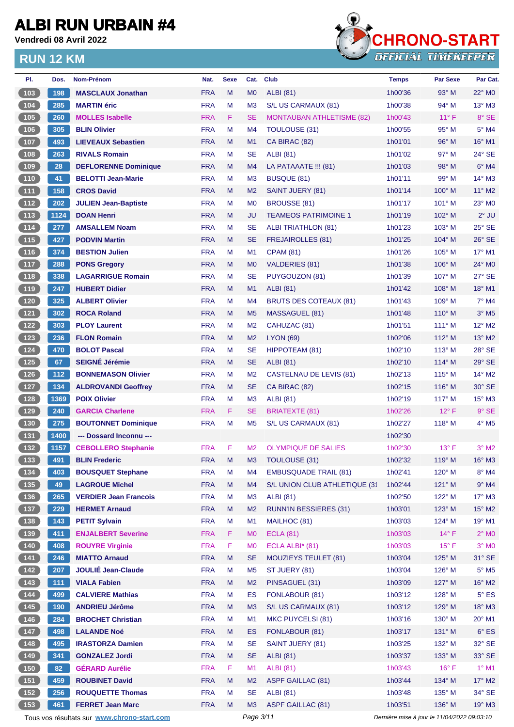# ALBI RUN URBAIN #4

**Vendredi 08 Avril 2022**

## RUN 12 KM

CHRONO-START OFFICIAL TIMEKEEPER

| Pl. | Dos. | Nom-Prénom | Nat. | Sexe | Cat. | Club | Temps | Par Sexe | Par Cat. |
|---|---|---|---|---|---|---|---|---|---|
| 103 | 198 | MASCLAUX Jonathan | FRA | M | M0 | ALBI (81) | 1h00'36 | 93° M | 22° M0 |
| 104 | 285 | MARTIN éric | FRA | M | M3 | S/L US CARMAUX (81) | 1h00'38 | 94° M | 13° M3 |
| 105 | 260 | MOLLES Isabelle | FRA | F | SE | MONTAUBAN ATHLETISME (82) | 1h00'43 | 11° F | 8° SE |
| 106 | 305 | BLIN Olivier | FRA | M | M4 | TOULOUSE (31) | 1h00'55 | 95° M | 5° M4 |
| 107 | 493 | LIEVEAUX Sebastien | FRA | M | M1 | CA BIRAC (82) | 1h01'01 | 96° M | 16° M1 |
| 108 | 263 | RIVALS Romain | FRA | M | SE | ALBI (81) | 1h01'02 | 97° M | 24° SE |
| 109 | 28 | DEFLORENNE Dominique | FRA | M | M4 | LA PATAAATE !!! (81) | 1h01'03 | 98° M | 6° M4 |
| 110 | 41 | BELOTTI Jean-Marie | FRA | M | M3 | BUSQUE (81) | 1h01'11 | 99° M | 14° M3 |
| 111 | 158 | CROS David | FRA | M | M2 | SAINT JUERY (81) | 1h01'14 | 100° M | 11° M2 |
| 112 | 202 | JULIEN Jean-Baptiste | FRA | M | M0 | BROUSSE (81) | 1h01'17 | 101° M | 23° M0 |
| 113 | 1124 | DOAN Henri | FRA | M | JU | TEAMEOS PATRIMOINE 1 | 1h01'19 | 102° M | 2° JU |
| 114 | 277 | AMSALLEM Noam | FRA | M | SE | ALBI TRIATHLON (81) | 1h01'23 | 103° M | 25° SE |
| 115 | 427 | PODVIN Martin | FRA | M | SE | FREJAIROLLES (81) | 1h01'25 | 104° M | 26° SE |
| 116 | 374 | BESTION Julien | FRA | M | M1 | CPAM (81) | 1h01'26 | 105° M | 17° M1 |
| 117 | 288 | PONS Gregory | FRA | M | M0 | VALDERIES (81) | 1h01'38 | 106° M | 24° M0 |
| 118 | 338 | LAGARRIGUE Romain | FRA | M | SE | PUYGOUZON (81) | 1h01'39 | 107° M | 27° SE |
| 119 | 247 | HUBERT Didier | FRA | M | M1 | ALBI (81) | 1h01'42 | 108° M | 18° M1 |
| 120 | 325 | ALBERT Olivier | FRA | M | M4 | BRUTS DES COTEAUX (81) | 1h01'43 | 109° M | 7° M4 |
| 121 | 302 | ROCA Roland | FRA | M | M5 | MASSAGUEL (81) | 1h01'48 | 110° M | 3° M5 |
| 122 | 303 | PLOY Laurent | FRA | M | M2 | CAHUZAC (81) | 1h01'51 | 111° M | 12° M2 |
| 123 | 236 | FLON Romain | FRA | M | M2 | LYON (69) | 1h02'06 | 112° M | 13° M2 |
| 124 | 470 | BOLOT Pascal | FRA | M | SE | HIPPOTEAM (81) | 1h02'10 | 113° M | 28° SE |
| 125 | 67 | SEIGNÉ Jérémie | FRA | M | SE | ALBI (81) | 1h02'10 | 114° M | 29° SE |
| 126 | 112 | BONNEMASON Olivier | FRA | M | M2 | CASTELNAU DE LEVIS (81) | 1h02'13 | 115° M | 14° M2 |
| 127 | 134 | ALDROVANDI Geoffrey | FRA | M | SE | CA BIRAC (82) | 1h02'15 | 116° M | 30° SE |
| 128 | 1369 | POIX Olivier | FRA | M | M3 | ALBI (81) | 1h02'19 | 117° M | 15° M3 |
| 129 | 240 | GARCIA Charlene | FRA | F | SE | BRIATEXTE (81) | 1h02'26 | 12° F | 9° SE |
| 130 | 275 | BOUTONNET Dominique | FRA | M | M5 | S/L US CARMAUX (81) | 1h02'27 | 118° M | 4° M5 |
| 131 | 1400 | --- Dossard Inconnu --- | | | | | 1h02'30 | | |
| 132 | 1157 | CEBOLLERO Stephanie | FRA | F | M2 | OLYMPIQUE DE SALIES | 1h02'30 | 13° F | 3° M2 |
| 133 | 491 | BLIN Frederic | FRA | M | M3 | TOULOUSE (31) | 1h02'32 | 119° M | 16° M3 |
| 134 | 403 | BOUSQUET Stephane | FRA | M | M4 | EMBUSQUADE TRAIL (81) | 1h02'41 | 120° M | 8° M4 |
| 135 | 49 | LAGROUE Michel | FRA | M | M4 | S/L UNION CLUB ATHLETIQUE (31 | 1h02'44 | 121° M | 9° M4 |
| 136 | 265 | VERDIER Jean Francois | FRA | M | M3 | ALBI (81) | 1h02'50 | 122° M | 17° M3 |
| 137 | 229 | HERMET Arnaud | FRA | M | M2 | RUNN'IN BESSIERES (31) | 1h03'01 | 123° M | 15° M2 |
| 138 | 143 | PETIT Sylvain | FRA | M | M1 | MAILHOC (81) | 1h03'03 | 124° M | 19° M1 |
| 139 | 411 | ENJALBERT Severine | FRA | F | M0 | ECLA (81) | 1h03'03 | 14° F | 2° M0 |
| 140 | 408 | ROUYRE Virginie | FRA | F | M0 | ECLA ALBI* (81) | 1h03'03 | 15° F | 3° M0 |
| 141 | 246 | MIATTO Arnaud | FRA | M | SE | MOUZIEYS TEULET (81) | 1h03'04 | 125° M | 31° SE |
| 142 | 207 | JOULIÉ Jean-Claude | FRA | M | M5 | ST JUERY (81) | 1h03'04 | 126° M | 5° M5 |
| 143 | 111 | VIALA Fabien | FRA | M | M2 | PINSAGUEL (31) | 1h03'09 | 127° M | 16° M2 |
| 144 | 499 | CALVIERE Mathias | FRA | M | ES | FONLABOUR (81) | 1h03'12 | 128° M | 5° ES |
| 145 | 190 | ANDRIEU Jérôme | FRA | M | M3 | S/L US CARMAUX (81) | 1h03'12 | 129° M | 18° M3 |
| 146 | 284 | BROCHET Christian | FRA | M | M1 | MKC PUYCELSI (81) | 1h03'16 | 130° M | 20° M1 |
| 147 | 498 | LALANDE Noé | FRA | M | ES | FONLABOUR (81) | 1h03'17 | 131° M | 6° ES |
| 148 | 495 | IRASTORZA Damien | FRA | M | SE | SAINT JUERY (81) | 1h03'25 | 132° M | 32° SE |
| 149 | 341 | GONZALEZ Jordi | FRA | M | SE | ALBI (81) | 1h03'37 | 133° M | 33° SE |
| 150 | 82 | GÉRARD Aurélie | FRA | F | M1 | ALBI (81) | 1h03'43 | 16° F | 1° M1 |
| 151 | 459 | ROUBINET David | FRA | M | M2 | ASPF GAILLAC (81) | 1h03'44 | 134° M | 17° M2 |
| 152 | 256 | ROUQUETTE Thomas | FRA | M | SE | ALBI (81) | 1h03'48 | 135° M | 34° SE |
| 153 | 461 | FERRET Jean Marc | FRA | M | M3 | ASPF GAILLAC (81) | 1h03'51 | 136° M | 19° M3 |

Tous vos résultats sur www.chrono-start.com

*Dernière mise à jour le 11/04/2022 09:03:10*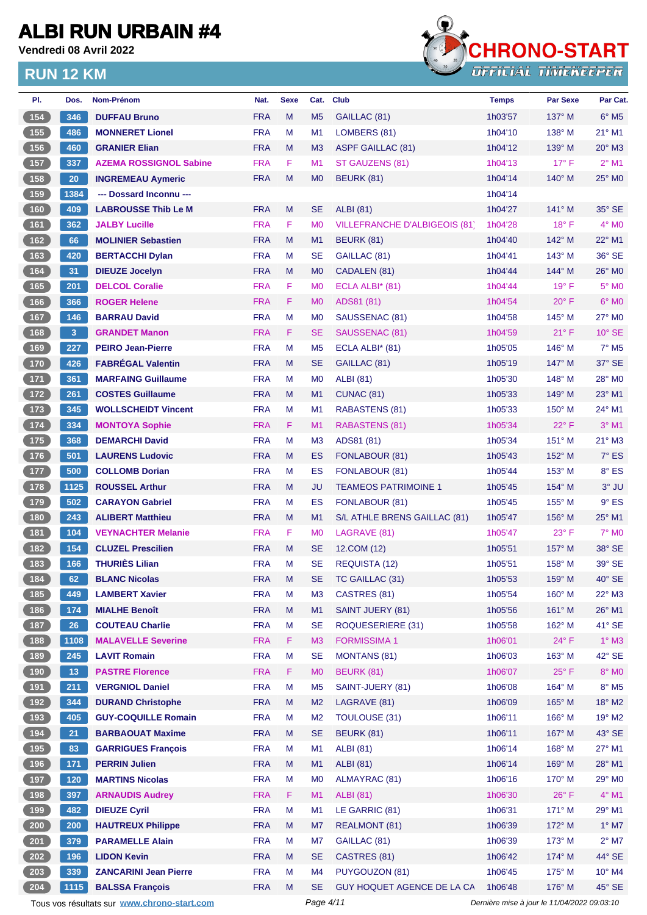# ALBI RUN URBAIN #4

**Vendredi 08 Avril 2022**

## RUN 12 KM

| Pl. | Dos. | Nom-Prénom | Nat. | Sexe | Cat. | Club | Temps | Par Sexe | Par Cat. |
|---|---|---|---|---|---|---|---|---|---|
| 154 | 346 | DUFFAU Bruno | FRA | M | M5 | GAILLAC (81) | 1h03'57 | 137° M | 6° M5 |
| 155 | 486 | MONNERET Lionel | FRA | M | M1 | LOMBERS (81) | 1h04'10 | 138° M | 21° M1 |
| 156 | 460 | GRANIER Elian | FRA | M | M3 | ASPF GAILLAC (81) | 1h04'12 | 139° M | 20° M3 |
| 157 | 337 | AZEMA ROSSIGNOL Sabine | FRA | F | M1 | ST GAUZENS (81) | 1h04'13 | 17° F | 2° M1 |
| 158 | 20 | INGREMEAU Aymeric | FRA | M | M0 | BEURK (81) | 1h04'14 | 140° M | 25° M0 |
| 159 | 1384 | --- Dossard Inconnu --- | | | | | 1h04'14 | | |
| 160 | 409 | LABROUSSE Thib Le M | FRA | M | SE | ALBI (81) | 1h04'27 | 141° M | 35° SE |
| 161 | 362 | JALBY Lucille | FRA | F | M0 | VILLEFRANCHE D'ALBIGEOIS (81) | 1h04'28 | 18° F | 4° M0 |
| 162 | 66 | MOLINIER Sebastien | FRA | M | M1 | BEURK (81) | 1h04'40 | 142° M | 22° M1 |
| 163 | 420 | BERTACCHI Dylan | FRA | M | SE | GAILLAC (81) | 1h04'41 | 143° M | 36° SE |
| 164 | 31 | DIEUZE Jocelyn | FRA | M | M0 | CADALEN (81) | 1h04'44 | 144° M | 26° M0 |
| 165 | 201 | DELCOL Coralie | FRA | F | M0 | ECLA ALBI* (81) | 1h04'44 | 19° F | 5° M0 |
| 166 | 366 | ROGER Helene | FRA | F | M0 | ADS81 (81) | 1h04'54 | 20° F | 6° M0 |
| 167 | 146 | BARRAU David | FRA | M | M0 | SAUSSENAC (81) | 1h04'58 | 145° M | 27° M0 |
| 168 | 3 | GRANDET Manon | FRA | F | SE | SAUSSENAC (81) | 1h04'59 | 21° F | 10° SE |
| 169 | 227 | PEIRO Jean-Pierre | FRA | M | M5 | ECLA ALBI* (81) | 1h05'05 | 146° M | 7° M5 |
| 170 | 426 | FABRÉGAL Valentin | FRA | M | SE | GAILLAC (81) | 1h05'19 | 147° M | 37° SE |
| 171 | 361 | MARFAING Guillaume | FRA | M | M0 | ALBI (81) | 1h05'30 | 148° M | 28° M0 |
| 172 | 261 | COSTES Guillaume | FRA | M | M1 | CUNAC (81) | 1h05'33 | 149° M | 23° M1 |
| 173 | 345 | WOLLSCHEIDT Vincent | FRA | M | M1 | RABASTENS (81) | 1h05'33 | 150° M | 24° M1 |
| 174 | 334 | MONTOYA Sophie | FRA | F | M1 | RABASTENS (81) | 1h05'34 | 22° F | 3° M1 |
| 175 | 368 | DEMARCHI David | FRA | M | M3 | ADS81 (81) | 1h05'34 | 151° M | 21° M3 |
| 176 | 501 | LAURENS Ludovic | FRA | M | ES | FONLABOUR (81) | 1h05'43 | 152° M | 7° ES |
| 177 | 500 | COLLOMB Dorian | FRA | M | ES | FONLABOUR (81) | 1h05'44 | 153° M | 8° ES |
| 178 | 1125 | ROUSSEL Arthur | FRA | M | JU | TEAMEOS PATRIMOINE 1 | 1h05'45 | 154° M | 3° JU |
| 179 | 502 | CARAYON Gabriel | FRA | M | ES | FONLABOUR (81) | 1h05'45 | 155° M | 9° ES |
| 180 | 243 | ALIBERT Matthieu | FRA | M | M1 | S/L ATHLE BRENS GAILLAC (81) | 1h05'47 | 156° M | 25° M1 |
| 181 | 104 | VEYNACHTER Melanie | FRA | F | M0 | LAGRAVE (81) | 1h05'47 | 23° F | 7° M0 |
| 182 | 154 | CLUZEL Prescilien | FRA | M | SE | 12.COM (12) | 1h05'51 | 157° M | 38° SE |
| 183 | 166 | THURIÈS Lilian | FRA | M | SE | REQUISTA (12) | 1h05'51 | 158° M | 39° SE |
| 184 | 62 | BLANC Nicolas | FRA | M | SE | TC GAILLAC (31) | 1h05'53 | 159° M | 40° SE |
| 185 | 449 | LAMBERT Xavier | FRA | M | M3 | CASTRES (81) | 1h05'54 | 160° M | 22° M3 |
| 186 | 174 | MIALHE Benoît | FRA | M | M1 | SAINT JUERY (81) | 1h05'56 | 161° M | 26° M1 |
| 187 | 26 | COUTEAU Charlie | FRA | M | SE | ROQUESERIERE (31) | 1h05'58 | 162° M | 41° SE |
| 188 | 1108 | MALAVELLE Severine | FRA | F | M3 | FORMISSIMA 1 | 1h06'01 | 24° F | 1° M3 |
| 189 | 245 | LAVIT Romain | FRA | M | SE | MONTANS (81) | 1h06'03 | 163° M | 42° SE |
| 190 | 13 | PASTRE Florence | FRA | F | M0 | BEURK (81) | 1h06'07 | 25° F | 8° M0 |
| 191 | 211 | VERGNIOL Daniel | FRA | M | M5 | SAINT-JUERY (81) | 1h06'08 | 164° M | 8° M5 |
| 192 | 344 | DURAND Christophe | FRA | M | M2 | LAGRAVE (81) | 1h06'09 | 165° M | 18° M2 |
| 193 | 405 | GUY-COQUILLE Romain | FRA | M | M2 | TOULOUSE (31) | 1h06'11 | 166° M | 19° M2 |
| 194 | 21 | BARBAOUAT Maxime | FRA | M | SE | BEURK (81) | 1h06'11 | 167° M | 43° SE |
| 195 | 83 | GARRIGUES François | FRA | M | M1 | ALBI (81) | 1h06'14 | 168° M | 27° M1 |
| 196 | 171 | PERRIN Julien | FRA | M | M1 | ALBI (81) | 1h06'14 | 169° M | 28° M1 |
| 197 | 120 | MARTINS Nicolas | FRA | M | M0 | ALMAYRAC (81) | 1h06'16 | 170° M | 29° M0 |
| 198 | 397 | ARNAUDIS Audrey | FRA | F | M1 | ALBI (81) | 1h06'30 | 26° F | 4° M1 |
| 199 | 482 | DIEUZE Cyril | FRA | M | M1 | LE GARRIC (81) | 1h06'31 | 171° M | 29° M1 |
| 200 | 200 | HAUTREUX Philippe | FRA | M | M7 | REALMONT (81) | 1h06'39 | 172° M | 1° M7 |
| 201 | 379 | PARAMELLE Alain | FRA | M | M7 | GAILLAC (81) | 1h06'39 | 173° M | 2° M7 |
| 202 | 196 | LIDON Kevin | FRA | M | SE | CASTRES (81) | 1h06'42 | 174° M | 44° SE |
| 203 | 339 | ZANCARINI Jean Pierre | FRA | M | M4 | PUYGOUZON (81) | 1h06'45 | 175° M | 10° M4 |
| 204 | 1115 | BALSSA François | FRA | M | SE | GUY HOQUET AGENCE DE LA CA | 1h06'48 | 176° M | 45° SE |

Tous vos résultats sur www.chrono-start.com — Dernière mise à jour le 11/04/2022 09:03:10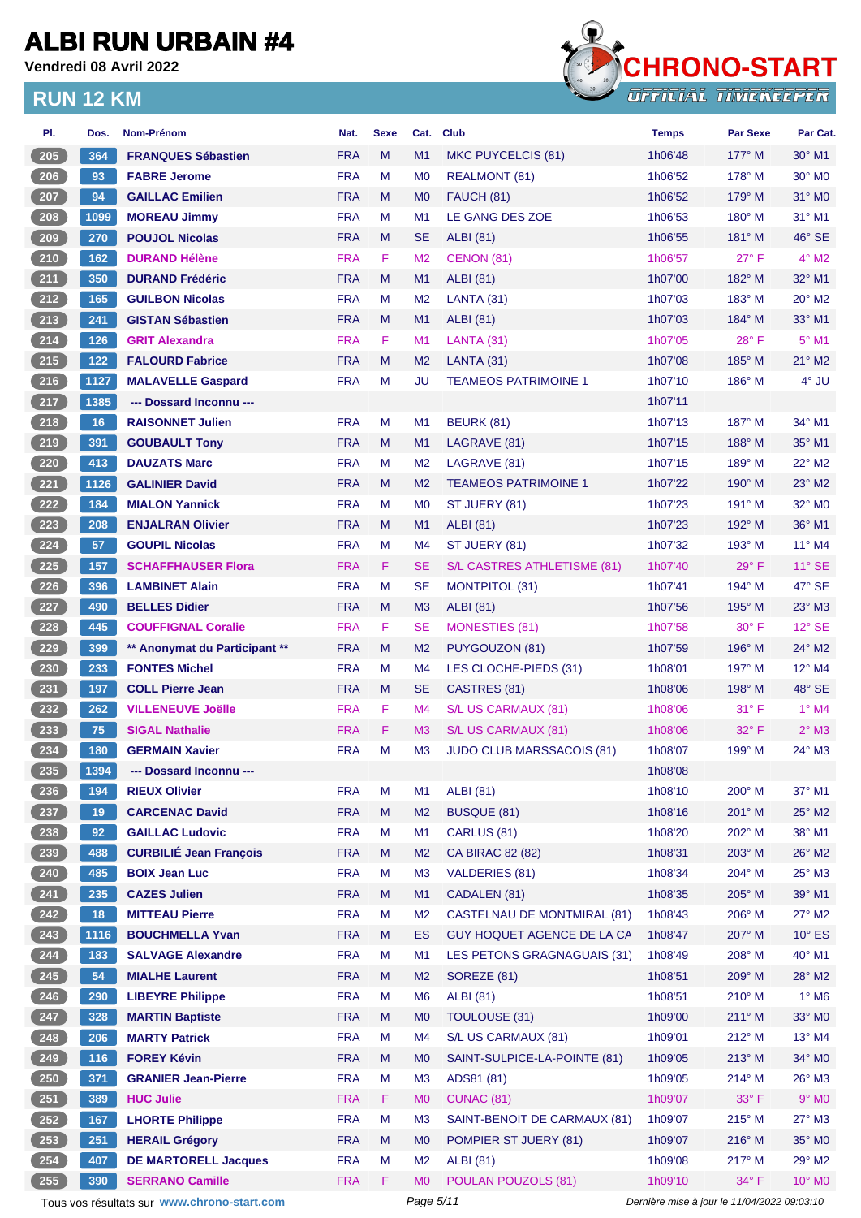# ALBI RUN URBAIN #4

**Vendredi 08 Avril 2022**

## RUN 12 KM

| Pl. | Dos. | Nom-Prénom | Nat. | Sexe | Cat. | Club | Temps | Par Sexe | Par Cat. |
|---|---|---|---|---|---|---|---|---|---|
| 205 | 364 | FRANQUES Sébastien | FRA | M | M1 | MKC PUYCELCIS (81) | 1h06'48 | 177° M | 30° M1 |
| 206 | 93 | FABRE Jerome | FRA | M | M0 | REALMONT (81) | 1h06'52 | 178° M | 30° M0 |
| 207 | 94 | GAILLAC Emilien | FRA | M | M0 | FAUCH (81) | 1h06'52 | 179° M | 31° M0 |
| 208 | 1099 | MOREAU Jimmy | FRA | M | M1 | LE GANG DES ZOE | 1h06'53 | 180° M | 31° M1 |
| 209 | 270 | POUJOL Nicolas | FRA | M | SE | ALBI (81) | 1h06'55 | 181° M | 46° SE |
| 210 | 162 | DURAND Hélène | FRA | F | M2 | CENON (81) | 1h06'57 | 27° F | 4° M2 |
| 211 | 350 | DURAND Frédéric | FRA | M | M1 | ALBI (81) | 1h07'00 | 182° M | 32° M1 |
| 212 | 165 | GUILBON Nicolas | FRA | M | M2 | LANTA (31) | 1h07'03 | 183° M | 20° M2 |
| 213 | 241 | GISTAN Sébastien | FRA | M | M1 | ALBI (81) | 1h07'03 | 184° M | 33° M1 |
| 214 | 126 | GRIT Alexandra | FRA | F | M1 | LANTA (31) | 1h07'05 | 28° F | 5° M1 |
| 215 | 122 | FALOURD Fabrice | FRA | M | M2 | LANTA (31) | 1h07'08 | 185° M | 21° M2 |
| 216 | 1127 | MALAVELLE Gaspard | FRA | M | JU | TEAMEOS PATRIMOINE 1 | 1h07'10 | 186° M | 4° JU |
| 217 | 1385 | --- Dossard Inconnu --- | | | | | 1h07'11 | | |
| 218 | 16 | RAISONNET Julien | FRA | M | M1 | BEURK (81) | 1h07'13 | 187° M | 34° M1 |
| 219 | 391 | GOUBAULT Tony | FRA | M | M1 | LAGRAVE (81) | 1h07'15 | 188° M | 35° M1 |
| 220 | 413 | DAUZATS Marc | FRA | M | M2 | LAGRAVE (81) | 1h07'15 | 189° M | 22° M2 |
| 221 | 1126 | GALINIER David | FRA | M | M2 | TEAMEOS PATRIMOINE 1 | 1h07'22 | 190° M | 23° M2 |
| 222 | 184 | MIALON Yannick | FRA | M | M0 | ST JUERY (81) | 1h07'23 | 191° M | 32° M0 |
| 223 | 208 | ENJALRAN Olivier | FRA | M | M1 | ALBI (81) | 1h07'23 | 192° M | 36° M1 |
| 224 | 57 | GOUPIL Nicolas | FRA | M | M4 | ST JUERY (81) | 1h07'32 | 193° M | 11° M4 |
| 225 | 157 | SCHAFFHAUSER Flora | FRA | F | SE | S/L CASTRES ATHLETISME (81) | 1h07'40 | 29° F | 11° SE |
| 226 | 396 | LAMBINET Alain | FRA | M | SE | MONTPITOL (31) | 1h07'41 | 194° M | 47° SE |
| 227 | 490 | BELLES Didier | FRA | M | M3 | ALBI (81) | 1h07'56 | 195° M | 23° M3 |
| 228 | 445 | COUFFIGNAL Coralie | FRA | F | SE | MONESTIES (81) | 1h07'58 | 30° F | 12° SE |
| 229 | 399 | ** Anonymat du Participant ** | FRA | M | M2 | PUYGOUZON (81) | 1h07'59 | 196° M | 24° M2 |
| 230 | 233 | FONTES Michel | FRA | M | M4 | LES CLOCHE-PIEDS (31) | 1h08'01 | 197° M | 12° M4 |
| 231 | 197 | COLL Pierre Jean | FRA | M | SE | CASTRES (81) | 1h08'06 | 198° M | 48° SE |
| 232 | 262 | VILLENEUVE Joëlle | FRA | F | M4 | S/L US CARMAUX (81) | 1h08'06 | 31° F | 1° M4 |
| 233 | 75 | SIGAL Nathalie | FRA | F | M3 | S/L US CARMAUX (81) | 1h08'06 | 32° F | 2° M3 |
| 234 | 180 | GERMAIN Xavier | FRA | M | M3 | JUDO CLUB MARSSACOIS (81) | 1h08'07 | 199° M | 24° M3 |
| 235 | 1394 | --- Dossard Inconnu --- | | | | | 1h08'08 | | |
| 236 | 194 | RIEUX Olivier | FRA | M | M1 | ALBI (81) | 1h08'10 | 200° M | 37° M1 |
| 237 | 19 | CARCENAC David | FRA | M | M2 | BUSQUE (81) | 1h08'16 | 201° M | 25° M2 |
| 238 | 92 | GAILLAC Ludovic | FRA | M | M1 | CARLUS (81) | 1h08'20 | 202° M | 38° M1 |
| 239 | 488 | CURBILIÉ Jean François | FRA | M | M2 | CA BIRAC 82 (82) | 1h08'31 | 203° M | 26° M2 |
| 240 | 485 | BOIX Jean Luc | FRA | M | M3 | VALDERIES (81) | 1h08'34 | 204° M | 25° M3 |
| 241 | 235 | CAZES Julien | FRA | M | M1 | CADALEN (81) | 1h08'35 | 205° M | 39° M1 |
| 242 | 18 | MITTEAU Pierre | FRA | M | M2 | CASTELNAU DE MONTMIRAL (81) | 1h08'43 | 206° M | 27° M2 |
| 243 | 1116 | BOUCHMELLA Yvan | FRA | M | ES | GUY HOQUET AGENCE DE LA CA | 1h08'47 | 207° M | 10° ES |
| 244 | 183 | SALVAGE Alexandre | FRA | M | M1 | LES PETONS GRAGNAGUAIS (31) | 1h08'49 | 208° M | 40° M1 |
| 245 | 54 | MIALHE Laurent | FRA | M | M2 | SOREZE (81) | 1h08'51 | 209° M | 28° M2 |
| 246 | 290 | LIBEYRE Philippe | FRA | M | M6 | ALBI (81) | 1h08'51 | 210° M | 1° M6 |
| 247 | 328 | MARTIN Baptiste | FRA | M | M0 | TOULOUSE (31) | 1h09'00 | 211° M | 33° M0 |
| 248 | 206 | MARTY Patrick | FRA | M | M4 | S/L US CARMAUX (81) | 1h09'01 | 212° M | 13° M4 |
| 249 | 116 | FOREY Kévin | FRA | M | M0 | SAINT-SULPICE-LA-POINTE (81) | 1h09'05 | 213° M | 34° M0 |
| 250 | 371 | GRANIER Jean-Pierre | FRA | M | M3 | ADS81 (81) | 1h09'05 | 214° M | 26° M3 |
| 251 | 389 | HUC Julie | FRA | F | M0 | CUNAC (81) | 1h09'07 | 33° F | 9° M0 |
| 252 | 167 | LHORTE Philippe | FRA | M | M3 | SAINT-BENOIT DE CARMAUX (81) | 1h09'07 | 215° M | 27° M3 |
| 253 | 251 | HERAIL Grégory | FRA | M | M0 | POMPIER ST JUERY (81) | 1h09'07 | 216° M | 35° M0 |
| 254 | 407 | DE MARTORELL Jacques | FRA | M | M2 | ALBI (81) | 1h09'08 | 217° M | 29° M2 |
| 255 | 390 | SERRANO Camille | FRA | F | M0 | POULAN POUZOLS (81) | 1h09'10 | 34° F | 10° M0 |

Tous vos résultats sur www.chrono-start.com

Dernière mise à jour le 11/04/2022 09:03:10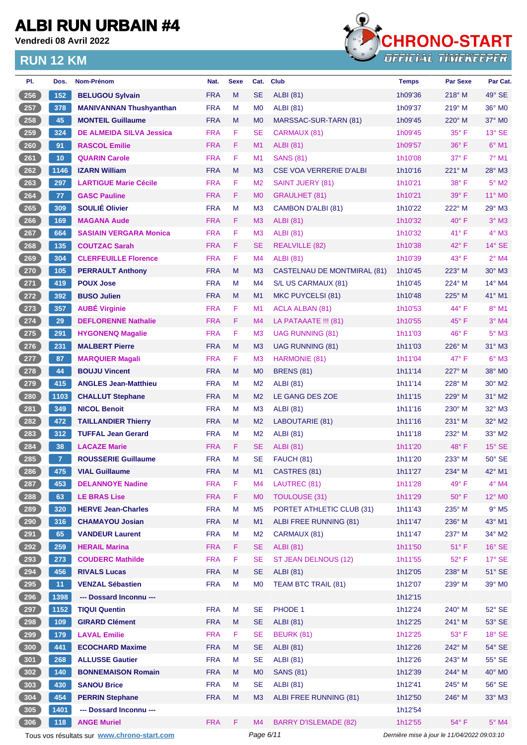# ALBI RUN URBAIN #4

**Vendredi 08 Avril 2022**

## RUN 12 KM

CHRONO-START OFFICIAL TIMEKEEPER

| Pl. | Dos. | Nom-Prénom | Nat. | Sexe | Cat. | Club | Temps | Par Sexe | Par Cat. |
|---|---|---|---|---|---|---|---|---|---|
| 256 | 152 | **BELUGOU Sylvain** | FRA | M | SE | ALBI (81) | 1h09'36 | 218° M | 49° SE |
| 257 | 378 | **MANIVANNAN Thushyanthan** | FRA | M | M0 | ALBI (81) | 1h09'37 | 219° M | 36° M0 |
| 258 | 45 | **MONTEIL Guillaume** | FRA | M | M0 | MARSSAC-SUR-TARN (81) | 1h09'45 | 220° M | 37° M0 |
| 259 | 324 | **DE ALMEIDA SILVA Jessica** | FRA | F | SE | CARMAUX (81) | 1h09'45 | 35° F | 13° SE |
| 260 | 91 | **RASCOL Emilie** | FRA | F | M1 | ALBI (81) | 1h09'57 | 36° F | 6° M1 |
| 261 | 10 | **QUARIN Carole** | FRA | F | M1 | SANS (81) | 1h10'08 | 37° F | 7° M1 |
| 262 | 1146 | **IZARN William** | FRA | M | M3 | CSE VOA VERRERIE D'ALBI | 1h10'16 | 221° M | 28° M3 |
| 263 | 297 | **LARTIGUE Marie Cécile** | FRA | F | M2 | SAINT JUERY (81) | 1h10'21 | 38° F | 5° M2 |
| 264 | 77 | **GASC Pauline** | FRA | F | M0 | GRAULHET (81) | 1h10'21 | 39° F | 11° M0 |
| 265 | 309 | **SOULIÉ Olivier** | FRA | M | M3 | CAMBON D'ALBI (81) | 1h10'22 | 222° M | 29° M3 |
| 266 | 169 | **MAGANA Aude** | FRA | F | M3 | ALBI (81) | 1h10'32 | 40° F | 3° M3 |
| 267 | 664 | **SASIAIN VERGARA Monica** | FRA | F | M3 | ALBI (81) | 1h10'32 | 41° F | 4° M3 |
| 268 | 135 | **COUTZAC Sarah** | FRA | F | SE | REALVILLE (82) | 1h10'38 | 42° F | 14° SE |
| 269 | 304 | **CLERFEUILLE Florence** | FRA | F | M4 | ALBI (81) | 1h10'39 | 43° F | 2° M4 |
| 270 | 105 | **PERRAULT Anthony** | FRA | M | M3 | CASTELNAU DE MONTMIRAL (81) | 1h10'45 | 223° M | 30° M3 |
| 271 | 419 | **POUX Jose** | FRA | M | M4 | S/L US CARMAUX (81) | 1h10'45 | 224° M | 14° M4 |
| 272 | 392 | **BUSO Julien** | FRA | M | M1 | MKC PUYCELSI (81) | 1h10'48 | 225° M | 41° M1 |
| 273 | 357 | **AUBÉ Virginie** | FRA | F | M1 | ACLA ALBAN (81) | 1h10'53 | 44° F | 8° M1 |
| 274 | 29 | **DEFLORENNE Nathalie** | FRA | F | M4 | LA PATAAATE !!! (81) | 1h10'55 | 45° F | 3° M4 |
| 275 | 291 | **HYGONENQ Magalie** | FRA | F | M3 | UAG RUNNING (81) | 1h11'03 | 46° F | 5° M3 |
| 276 | 231 | **MALBERT Pierre** | FRA | M | M3 | UAG RUNNING (81) | 1h11'03 | 226° M | 31° M3 |
| 277 | 87 | **MARQUIER Magali** | FRA | F | M3 | HARMONIE (81) | 1h11'04 | 47° F | 6° M3 |
| 278 | 44 | **BOUJU Vincent** | FRA | M | M0 | BRENS (81) | 1h11'14 | 227° M | 38° M0 |
| 279 | 415 | **ANGLES Jean-Matthieu** | FRA | M | M2 | ALBI (81) | 1h11'14 | 228° M | 30° M2 |
| 280 | 1103 | **CHALLUT Stephane** | FRA | M | M2 | LE GANG DES ZOE | 1h11'15 | 229° M | 31° M2 |
| 281 | 349 | **NICOL Benoit** | FRA | M | M3 | ALBI (81) | 1h11'16 | 230° M | 32° M3 |
| 282 | 472 | **TAILLANDIER Thierry** | FRA | M | M2 | LABOUTARIE (81) | 1h11'16 | 231° M | 32° M2 |
| 283 | 312 | **TUFFAL Jean Gerard** | FRA | M | M2 | ALBI (81) | 1h11'18 | 232° M | 33° M2 |
| 284 | 38 | **LACAZE Marie** | FRA | F | SE | ALBI (81) | 1h11'20 | 48° F | 15° SE |
| 285 | 7 | **ROUSSERIE Guillaume** | FRA | M | SE | FAUCH (81) | 1h11'20 | 233° M | 50° SE |
| 286 | 475 | **VIAL Guillaume** | FRA | M | M1 | CASTRES (81) | 1h11'27 | 234° M | 42° M1 |
| 287 | 453 | **DELANNOYE Nadine** | FRA | F | M4 | LAUTREC (81) | 1h11'28 | 49° F | 4° M4 |
| 288 | 63 | **LE BRAS Lise** | FRA | F | M0 | TOULOUSE (31) | 1h11'29 | 50° F | 12° M0 |
| 289 | 320 | **HERVE Jean-Charles** | FRA | M | M5 | PORTET ATHLETIC CLUB (31) | 1h11'43 | 235° M | 9° M5 |
| 290 | 316 | **CHAMAYOU Josian** | FRA | M | M1 | ALBI FREE RUNNING (81) | 1h11'47 | 236° M | 43° M1 |
| 291 | 65 | **VANDEUR Laurent** | FRA | M | M2 | CARMAUX (81) | 1h11'47 | 237° M | 34° M2 |
| 292 | 259 | **HERAIL Marina** | FRA | F | SE | ALBI (81) | 1h11'50 | 51° F | 16° SE |
| 293 | 273 | **COUDERC Mathilde** | FRA | F | SE | ST JEAN DELNOUS (12) | 1h11'55 | 52° F | 17° SE |
| 294 | 456 | **RIVALS Lucas** | FRA | M | SE | ALBI (81) | 1h12'05 | 238° M | 51° SE |
| 295 | 11 | **VENZAL Sébastien** | FRA | M | M0 | TEAM BTC TRAIL (81) | 1h12'07 | 239° M | 39° M0 |
| 296 | 1398 | **--- Dossard Inconnu ---** | | | | | 1h12'15 | | |
| 297 | 1152 | **TIQUI Quentin** | FRA | M | SE | PHODE 1 | 1h12'24 | 240° M | 52° SE |
| 298 | 109 | **GIRARD Clément** | FRA | M | SE | ALBI (81) | 1h12'25 | 241° M | 53° SE |
| 299 | 179 | **LAVAL Emilie** | FRA | F | SE | BEURK (81) | 1h12'25 | 53° F | 18° SE |
| 300 | 441 | **ECOCHARD Maxime** | FRA | M | SE | ALBI (81) | 1h12'26 | 242° M | 54° SE |
| 301 | 268 | **ALLUSSE Gautier** | FRA | M | SE | ALBI (81) | 1h12'26 | 243° M | 55° SE |
| 302 | 140 | **BONNEMAISON Romain** | FRA | M | M0 | SANS (81) | 1h12'39 | 244° M | 40° M0 |
| 303 | 430 | **SANOU Brice** | FRA | M | SE | ALBI (81) | 1h12'41 | 245° M | 56° SE |
| 304 | 454 | **PERRIN Stephane** | FRA | M | M3 | ALBI FREE RUNNING (81) | 1h12'50 | 246° M | 33° M3 |
| 305 | 1401 | **--- Dossard Inconnu ---** | | | | | 1h12'54 | | |
| 306 | 118 | **ANGE Muriel** | FRA | F | M4 | BARRY D'ISLEMADE (82) | 1h12'55 | 54° F | 5° M4 |

Tous vos résultats sur www.chrono-start.com

Dernière mise à jour le 11/04/2022 09:03:10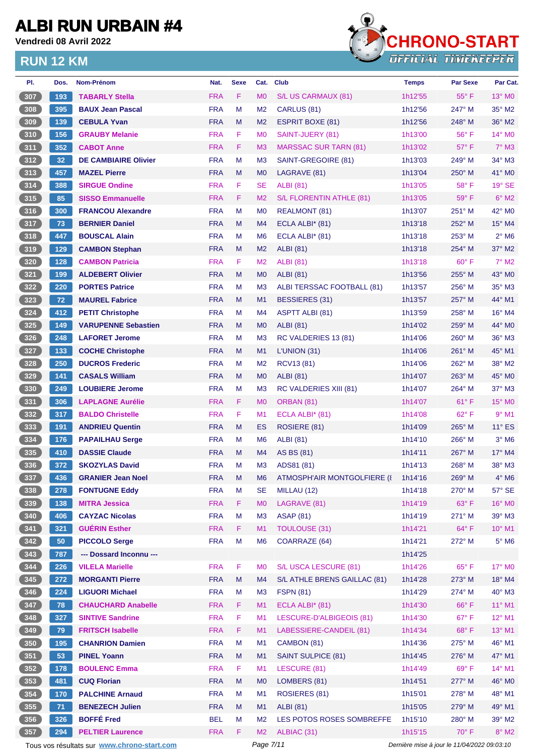# ALBI RUN URBAIN #4

Vendredi 08 Avril 2022

## RUN 12 KM

CHRONO-START
OFFICIAL TIMEKEEPER

| Pl. | Dos. | Nom-Prénom | Nat. | Sexe | Cat. | Club | Temps | Par Sexe | Par Cat. |
|---|---|---|---|---|---|---|---|---|---|
| 307 | 193 | TABARLY Stella | FRA | F | M0 | S/L US CARMAUX (81) | 1h12'55 | 55° F | 13° M0 |
| 308 | 395 | BAUX Jean Pascal | FRA | M | M2 | CARLUS (81) | 1h12'56 | 247° M | 35° M2 |
| 309 | 139 | CEBULA Yvan | FRA | M | M2 | ESPRIT BOXE (81) | 1h12'56 | 248° M | 36° M2 |
| 310 | 156 | GRAUBY Melanie | FRA | F | M0 | SAINT-JUERY (81) | 1h13'00 | 56° F | 14° M0 |
| 311 | 352 | CABOT Anne | FRA | F | M3 | MARSSAC SUR TARN (81) | 1h13'02 | 57° F | 7° M3 |
| 312 | 32 | DE CAMBIAIRE Olivier | FRA | M | M3 | SAINT-GREGOIRE (81) | 1h13'03 | 249° M | 34° M3 |
| 313 | 457 | MAZEL Pierre | FRA | M | M0 | LAGRAVE (81) | 1h13'04 | 250° M | 41° M0 |
| 314 | 388 | SIRGUE Ondine | FRA | F | SE | ALBI (81) | 1h13'05 | 58° F | 19° SE |
| 315 | 85 | SISSO Emmanuelle | FRA | F | M2 | S/L FLORENTIN ATHLE (81) | 1h13'05 | 59° F | 6° M2 |
| 316 | 300 | FRANCOU Alexandre | FRA | M | M0 | REALMONT (81) | 1h13'07 | 251° M | 42° M0 |
| 317 | 73 | BERNIER Daniel | FRA | M | M4 | ECLA ALBI* (81) | 1h13'18 | 252° M | 15° M4 |
| 318 | 447 | BOUSCAL Alain | FRA | M | M6 | ECLA ALBI* (81) | 1h13'18 | 253° M | 2° M6 |
| 319 | 129 | CAMBON Stephan | FRA | M | M2 | ALBI (81) | 1h13'18 | 254° M | 37° M2 |
| 320 | 128 | CAMBON Patricia | FRA | F | M2 | ALBI (81) | 1h13'18 | 60° F | 7° M2 |
| 321 | 199 | ALDEBERT Olivier | FRA | M | M0 | ALBI (81) | 1h13'56 | 255° M | 43° M0 |
| 322 | 220 | PORTES Patrice | FRA | M | M3 | ALBI TERSSAC FOOTBALL (81) | 1h13'57 | 256° M | 35° M3 |
| 323 | 72 | MAUREL Fabrice | FRA | M | M1 | BESSIERES (31) | 1h13'57 | 257° M | 44° M1 |
| 324 | 412 | PETIT Christophe | FRA | M | M4 | ASPTT ALBI (81) | 1h13'59 | 258° M | 16° M4 |
| 325 | 149 | VARUPENNE Sebastien | FRA | M | M0 | ALBI (81) | 1h14'02 | 259° M | 44° M0 |
| 326 | 248 | LAFORET Jerome | FRA | M | M3 | RC VALDERIES 13 (81) | 1h14'06 | 260° M | 36° M3 |
| 327 | 133 | COCHE Christophe | FRA | M | M1 | L'UNION (31) | 1h14'06 | 261° M | 45° M1 |
| 328 | 250 | DUCROS Frederic | FRA | M | M2 | RCV13 (81) | 1h14'06 | 262° M | 38° M2 |
| 329 | 141 | CASALS William | FRA | M | M0 | ALBI (81) | 1h14'07 | 263° M | 45° M0 |
| 330 | 249 | LOUBIERE Jerome | FRA | M | M3 | RC VALDERIES XIII (81) | 1h14'07 | 264° M | 37° M3 |
| 331 | 306 | LAPLAGNE Aurélie | FRA | F | M0 | ORBAN (81) | 1h14'07 | 61° F | 15° M0 |
| 332 | 317 | BALDO Christelle | FRA | F | M1 | ECLA ALBI* (81) | 1h14'08 | 62° F | 9° M1 |
| 333 | 191 | ANDRIEU Quentin | FRA | M | ES | ROSIERE (81) | 1h14'09 | 265° M | 11° ES |
| 334 | 176 | PAPAILHAU Serge | FRA | M | M6 | ALBI (81) | 1h14'10 | 266° M | 3° M6 |
| 335 | 410 | DASSIE Claude | FRA | M | M4 | AS BS (81) | 1h14'11 | 267° M | 17° M4 |
| 336 | 372 | SKOZYLAS David | FRA | M | M3 | ADS81 (81) | 1h14'13 | 268° M | 38° M3 |
| 337 | 436 | GRANIER Jean Noel | FRA | M | M6 | ATMOSPH'AIR MONTGOLFIERE (8 | 1h14'16 | 269° M | 4° M6 |
| 338 | 278 | FONTUGNE Eddy | FRA | M | SE | MILLAU (12) | 1h14'18 | 270° M | 57° SE |
| 339 | 138 | MITRA Jessica | FRA | F | M0 | LAGRAVE (81) | 1h14'19 | 63° F | 16° M0 |
| 340 | 406 | CAYZAC Nicolas | FRA | M | M3 | ASAP (81) | 1h14'19 | 271° M | 39° M3 |
| 341 | 321 | GUÉRIN Esther | FRA | F | M1 | TOULOUSE (31) | 1h14'21 | 64° F | 10° M1 |
| 342 | 50 | PICCOLO Serge | FRA | M | M6 | COARRAZE (64) | 1h14'21 | 272° M | 5° M6 |
| 343 | 787 | --- Dossard Inconnu --- | | | | | 1h14'25 | | |
| 344 | 226 | VILELA Marielle | FRA | F | M0 | S/L USCA LESCURE (81) | 1h14'26 | 65° F | 17° M0 |
| 345 | 272 | MORGANTI Pierre | FRA | M | M4 | S/L ATHLE BRENS GAILLAC (81) | 1h14'28 | 273° M | 18° M4 |
| 346 | 224 | LIGUORI Michael | FRA | M | M3 | FSPN (81) | 1h14'29 | 274° M | 40° M3 |
| 347 | 78 | CHAUCHARD Anabelle | FRA | F | M1 | ECLA ALBI* (81) | 1h14'30 | 66° F | 11° M1 |
| 348 | 327 | SINTIVE Sandrine | FRA | F | M1 | LESCURE-D'ALBIGEOIS (81) | 1h14'30 | 67° F | 12° M1 |
| 349 | 79 | FRITSCH Isabelle | FRA | F | M1 | LABESSIERE-CANDEIL (81) | 1h14'34 | 68° F | 13° M1 |
| 350 | 195 | CHANRION Damien | FRA | M | M1 | CAMBON (81) | 1h14'36 | 275° M | 46° M1 |
| 351 | 53 | PINEL Yoann | FRA | M | M1 | SAINT SULPICE (81) | 1h14'45 | 276° M | 47° M1 |
| 352 | 178 | BOULENC Emma | FRA | F | M1 | LESCURE (81) | 1h14'49 | 69° F | 14° M1 |
| 353 | 481 | CUQ Florian | FRA | M | M0 | LOMBERS (81) | 1h14'51 | 277° M | 46° M0 |
| 354 | 170 | PALCHINE Arnaud | FRA | M | M1 | ROSIERES (81) | 1h15'01 | 278° M | 48° M1 |
| 355 | 71 | BENEZECH Julien | FRA | M | M1 | ALBI (81) | 1h15'05 | 279° M | 49° M1 |
| 356 | 326 | BOFFÉ Fred | BEL | M | M2 | LES POTOS ROSES SOMBREFFE | 1h15'10 | 280° M | 39° M2 |
| 357 | 294 | PELTIER Laurence | FRA | F | M2 | ALBIAC (31) | 1h15'15 | 70° F | 8° M2 |

Tous vos résultats sur www.chrono-start.com

Dernière mise à jour le 11/04/2022 09:03:10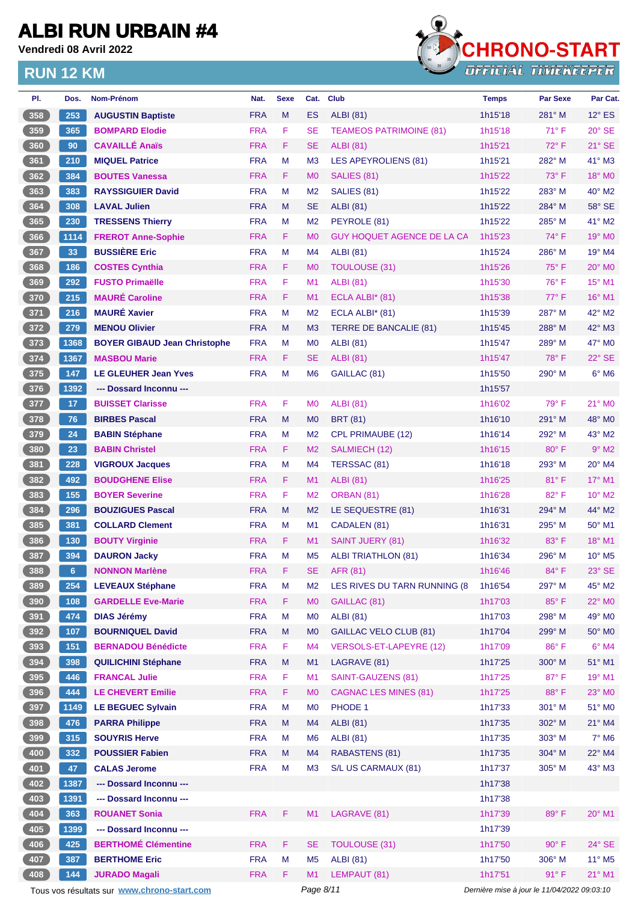# ALBI RUN URBAIN #4

**Vendredi 08 Avril 2022**

## RUN 12 KM

CHRONO-START OFFICIAL TIMEKEEPER

| Pl. | Dos. | Nom-Prénom | Nat. | Sexe | Cat. | Club | Temps | Par Sexe | Par Cat. |
|---|---|---|---|---|---|---|---|---|---|
| 358 | 253 | AUGUSTIN Baptiste | FRA | M | ES | ALBI (81) | 1h15'18 | 281° M | 12° ES |
| 359 | 365 | BOMPARD Elodie | FRA | F | SE | TEAMEOS PATRIMOINE (81) | 1h15'18 | 71° F | 20° SE |
| 360 | 90 | CAVAILLÉ Anaïs | FRA | F | SE | ALBI (81) | 1h15'21 | 72° F | 21° SE |
| 361 | 210 | MIQUEL Patrice | FRA | M | M3 | LES APEYROLIENS (81) | 1h15'21 | 282° M | 41° M3 |
| 362 | 384 | BOUTES Vanessa | FRA | F | M0 | SALIES (81) | 1h15'22 | 73° F | 18° M0 |
| 363 | 383 | RAYSSIGUIER David | FRA | M | M2 | SALIES (81) | 1h15'22 | 283° M | 40° M2 |
| 364 | 308 | LAVAL Julien | FRA | M | SE | ALBI (81) | 1h15'22 | 284° M | 58° SE |
| 365 | 230 | TRESSENS Thierry | FRA | M | M2 | PEYROLE (81) | 1h15'22 | 285° M | 41° M2 |
| 366 | 1114 | FREROT Anne-Sophie | FRA | F | M0 | GUY HOQUET AGENCE DE LA CA | 1h15'23 | 74° F | 19° M0 |
| 367 | 33 | BUSSIÈRE Eric | FRA | M | M4 | ALBI (81) | 1h15'24 | 286° M | 19° M4 |
| 368 | 186 | COSTES Cynthia | FRA | F | M0 | TOULOUSE (31) | 1h15'26 | 75° F | 20° M0 |
| 369 | 292 | FUSTO Primaëlle | FRA | F | M1 | ALBI (81) | 1h15'30 | 76° F | 15° M1 |
| 370 | 215 | MAURÉ Caroline | FRA | F | M1 | ECLA ALBI* (81) | 1h15'38 | 77° F | 16° M1 |
| 371 | 216 | MAURÉ Xavier | FRA | M | M2 | ECLA ALBI* (81) | 1h15'39 | 287° M | 42° M2 |
| 372 | 279 | MENOU Olivier | FRA | M | M3 | TERRE DE BANCALIE (81) | 1h15'45 | 288° M | 42° M3 |
| 373 | 1368 | BOYER GIBAUD Jean Christophe | FRA | M | M0 | ALBI (81) | 1h15'47 | 289° M | 47° M0 |
| 374 | 1367 | MASBOU Marie | FRA | F | SE | ALBI (81) | 1h15'47 | 78° F | 22° SE |
| 375 | 147 | LE GLEUHER Jean Yves | FRA | M | M6 | GAILLAC (81) | 1h15'50 | 290° M | 6° M6 |
| 376 | 1392 | --- Dossard Inconnu --- | | | | | 1h15'57 | | |
| 377 | 17 | BUISSET Clarisse | FRA | F | M0 | ALBI (81) | 1h16'02 | 79° F | 21° M0 |
| 378 | 76 | BIRBES Pascal | FRA | M | M0 | BRT (81) | 1h16'10 | 291° M | 48° M0 |
| 379 | 24 | BABIN Stéphane | FRA | M | M2 | CPL PRIMAUBE (12) | 1h16'14 | 292° M | 43° M2 |
| 380 | 23 | BABIN Christel | FRA | F | M2 | SALMIECH (12) | 1h16'15 | 80° F | 9° M2 |
| 381 | 228 | VIGROUX Jacques | FRA | M | M4 | TERSSAC (81) | 1h16'18 | 293° M | 20° M4 |
| 382 | 492 | BOUDGHENE Elise | FRA | F | M1 | ALBI (81) | 1h16'25 | 81° F | 17° M1 |
| 383 | 155 | BOYER Severine | FRA | F | M2 | ORBAN (81) | 1h16'28 | 82° F | 10° M2 |
| 384 | 296 | BOUZIGUES Pascal | FRA | M | M2 | LE SEQUESTRE (81) | 1h16'31 | 294° M | 44° M2 |
| 385 | 381 | COLLARD Clement | FRA | M | M1 | CADALEN (81) | 1h16'31 | 295° M | 50° M1 |
| 386 | 130 | BOUTY Virginie | FRA | F | M1 | SAINT JUERY (81) | 1h16'32 | 83° F | 18° M1 |
| 387 | 394 | DAURON Jacky | FRA | M | M5 | ALBI TRIATHLON (81) | 1h16'34 | 296° M | 10° M5 |
| 388 | 6 | NONNON Marlène | FRA | F | SE | AFR (81) | 1h16'46 | 84° F | 23° SE |
| 389 | 254 | LEVEAUX Stéphane | FRA | M | M2 | LES RIVES DU TARN RUNNING (8 | 1h16'54 | 297° M | 45° M2 |
| 390 | 108 | GARDELLE Eve-Marie | FRA | F | M0 | GAILLAC (81) | 1h17'03 | 85° F | 22° M0 |
| 391 | 474 | DIAS Jérémy | FRA | M | M0 | ALBI (81) | 1h17'03 | 298° M | 49° M0 |
| 392 | 107 | BOURNIQUEL David | FRA | M | M0 | GAILLAC VELO CLUB (81) | 1h17'04 | 299° M | 50° M0 |
| 393 | 151 | BERNADOU Bénédicte | FRA | F | M4 | VERSOLS-ET-LAPEYRE (12) | 1h17'09 | 86° F | 6° M4 |
| 394 | 398 | QUILICHINI Stéphane | FRA | M | M1 | LAGRAVE (81) | 1h17'25 | 300° M | 51° M1 |
| 395 | 446 | FRANCAL Julie | FRA | F | M1 | SAINT-GAUZENS (81) | 1h17'25 | 87° F | 19° M1 |
| 396 | 444 | LE CHEVERT Emilie | FRA | F | M0 | CAGNAC LES MINES (81) | 1h17'25 | 88° F | 23° M0 |
| 397 | 1149 | LE BEGUEC Sylvain | FRA | M | M0 | PHODE 1 | 1h17'33 | 301° M | 51° M0 |
| 398 | 476 | PARRA Philippe | FRA | M | M4 | ALBI (81) | 1h17'35 | 302° M | 21° M4 |
| 399 | 315 | SOUYRIS Herve | FRA | M | M6 | ALBI (81) | 1h17'35 | 303° M | 7° M6 |
| 400 | 332 | POUSSIER Fabien | FRA | M | M4 | RABASTENS (81) | 1h17'35 | 304° M | 22° M4 |
| 401 | 47 | CALAS Jerome | FRA | M | M3 | S/L US CARMAUX (81) | 1h17'37 | 305° M | 43° M3 |
| 402 | 1387 | --- Dossard Inconnu --- | | | | | 1h17'38 | | |
| 403 | 1391 | --- Dossard Inconnu --- | | | | | 1h17'38 | | |
| 404 | 363 | ROUANET Sonia | FRA | F | M1 | LAGRAVE (81) | 1h17'39 | 89° F | 20° M1 |
| 405 | 1399 | --- Dossard Inconnu --- | | | | | 1h17'39 | | |
| 406 | 425 | BERTHOMÉ Clémentine | FRA | F | SE | TOULOUSE (31) | 1h17'50 | 90° F | 24° SE |
| 407 | 387 | BERTHOME Eric | FRA | M | M5 | ALBI (81) | 1h17'50 | 306° M | 11° M5 |
| 408 | 144 | JURADO Magali | FRA | F | M1 | LEMPAUT (81) | 1h17'51 | 91° F | 21° M1 |

Tous vos résultats sur www.chrono-start.com — Dernière mise à jour le 11/04/2022 09:03:10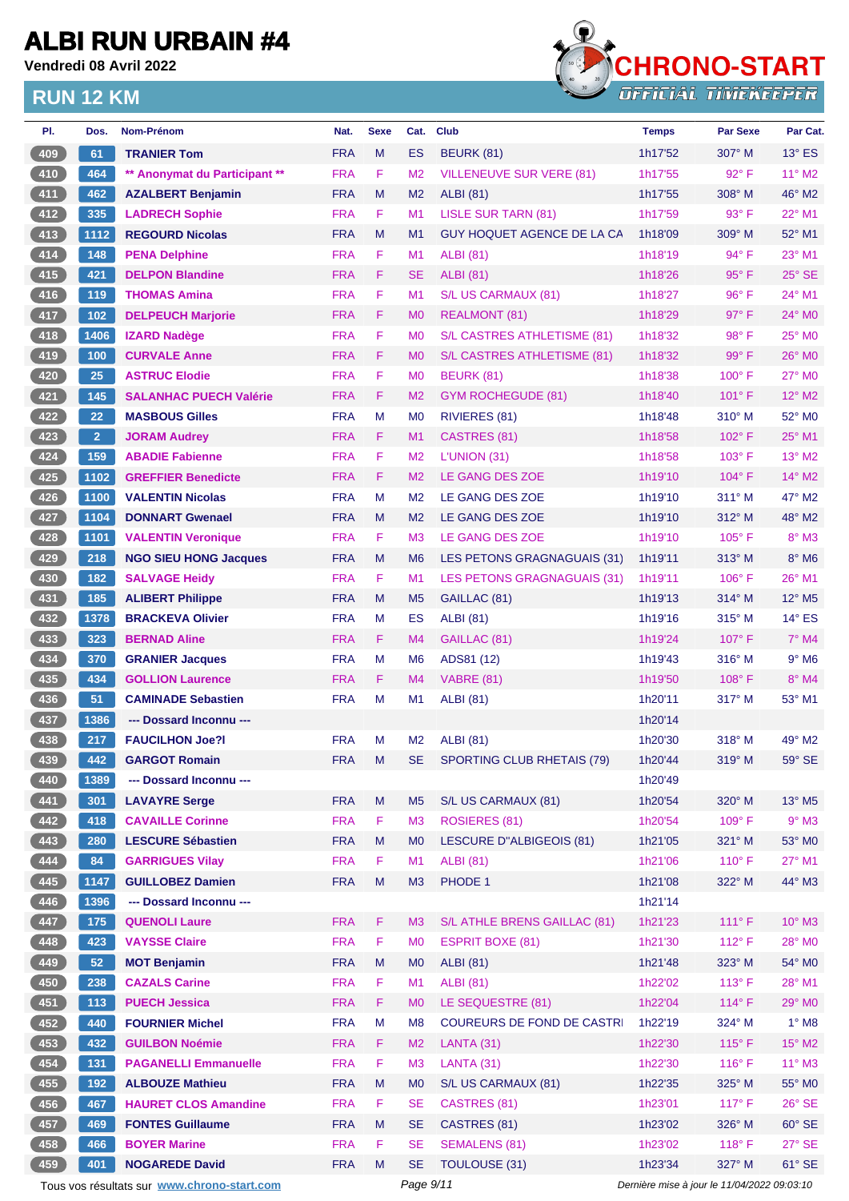# ALBI RUN URBAIN #4

**Vendredi 08 Avril 2022**

## RUN 12 KM

CHRONO-START — OFFICIAL TIMEKEEPER

| Pl. | Dos. | Nom-Prénom | Nat. | Sexe | Cat. | Club | Temps | Par Sexe | Par Cat. |
|---|---|---|---|---|---|---|---|---|---|
| 409 | 61 | TRANIER Tom | FRA | M | ES | BEURK (81) | 1h17'52 | 307° M | 13° ES |
| 410 | 464 | ** Anonymat du Participant ** | FRA | F | M2 | VILLENEUVE SUR VERE (81) | 1h17'55 | 92° F | 11° M2 |
| 411 | 462 | AZALBERT Benjamin | FRA | M | M2 | ALBI (81) | 1h17'55 | 308° M | 46° M2 |
| 412 | 335 | LADRECH Sophie | FRA | F | M1 | LISLE SUR TARN (81) | 1h17'59 | 93° F | 22° M1 |
| 413 | 1112 | REGOURD Nicolas | FRA | M | M1 | GUY HOQUET AGENCE DE LA CA | 1h18'09 | 309° M | 52° M1 |
| 414 | 148 | PENA Delphine | FRA | F | M1 | ALBI (81) | 1h18'19 | 94° F | 23° M1 |
| 415 | 421 | DELPON Blandine | FRA | F | SE | ALBI (81) | 1h18'26 | 95° F | 25° SE |
| 416 | 119 | THOMAS Amina | FRA | F | M1 | S/L US CARMAUX (81) | 1h18'27 | 96° F | 24° M1 |
| 417 | 102 | DELPEUCH Marjorie | FRA | F | M0 | REALMONT (81) | 1h18'29 | 97° F | 24° M0 |
| 418 | 1406 | IZARD Nadège | FRA | F | M0 | S/L CASTRES ATHLETISME (81) | 1h18'32 | 98° F | 25° M0 |
| 419 | 100 | CURVALE Anne | FRA | F | M0 | S/L CASTRES ATHLETISME (81) | 1h18'32 | 99° F | 26° M0 |
| 420 | 25 | ASTRUC Elodie | FRA | F | M0 | BEURK (81) | 1h18'38 | 100° F | 27° M0 |
| 421 | 145 | SALANHAC PUECH Valérie | FRA | F | M2 | GYM ROCHEGUDE (81) | 1h18'40 | 101° F | 12° M2 |
| 422 | 22 | MASBOUS Gilles | FRA | M | M0 | RIVIERES (81) | 1h18'48 | 310° M | 52° M0 |
| 423 | 2 | JORAM Audrey | FRA | F | M1 | CASTRES (81) | 1h18'58 | 102° F | 25° M1 |
| 424 | 159 | ABADIE Fabienne | FRA | F | M2 | L'UNION (31) | 1h18'58 | 103° F | 13° M2 |
| 425 | 1102 | GREFFIER Benedicte | FRA | F | M2 | LE GANG DES ZOE | 1h19'10 | 104° F | 14° M2 |
| 426 | 1100 | VALENTIN Nicolas | FRA | M | M2 | LE GANG DES ZOE | 1h19'10 | 311° M | 47° M2 |
| 427 | 1104 | DONNART Gwenael | FRA | M | M2 | LE GANG DES ZOE | 1h19'10 | 312° M | 48° M2 |
| 428 | 1101 | VALENTIN Veronique | FRA | F | M3 | LE GANG DES ZOE | 1h19'10 | 105° F | 8° M3 |
| 429 | 218 | NGO SIEU HONG Jacques | FRA | M | M6 | LES PETONS GRAGNAGUAIS (31) | 1h19'11 | 313° M | 8° M6 |
| 430 | 182 | SALVAGE Heidy | FRA | F | M1 | LES PETONS GRAGNAGUAIS (31) | 1h19'11 | 106° F | 26° M1 |
| 431 | 185 | ALIBERT Philippe | FRA | M | M5 | GAILLAC (81) | 1h19'13 | 314° M | 12° M5 |
| 432 | 1378 | BRACKEVA Olivier | FRA | M | ES | ALBI (81) | 1h19'16 | 315° M | 14° ES |
| 433 | 323 | BERNAD Aline | FRA | F | M4 | GAILLAC (81) | 1h19'24 | 107° F | 7° M4 |
| 434 | 370 | GRANIER Jacques | FRA | M | M6 | ADS81 (12) | 1h19'43 | 316° M | 9° M6 |
| 435 | 434 | GOLLION Laurence | FRA | F | M4 | VABRE (81) | 1h19'50 | 108° F | 8° M4 |
| 436 | 51 | CAMINADE Sebastien | FRA | M | M1 | ALBI (81) | 1h20'11 | 317° M | 53° M1 |
| 437 | 1386 | --- Dossard Inconnu --- | | | | | 1h20'14 | | |
| 438 | 217 | FAUCILHON Joe?l | FRA | M | M2 | ALBI (81) | 1h20'30 | 318° M | 49° M2 |
| 439 | 442 | GARGOT Romain | FRA | M | SE | SPORTING CLUB RHETAIS (79) | 1h20'44 | 319° M | 59° SE |
| 440 | 1389 | --- Dossard Inconnu --- | | | | | 1h20'49 | | |
| 441 | 301 | LAVAYRE Serge | FRA | M | M5 | S/L US CARMAUX (81) | 1h20'54 | 320° M | 13° M5 |
| 442 | 418 | CAVAILLE Corinne | FRA | F | M3 | ROSIERES (81) | 1h20'54 | 109° F | 9° M3 |
| 443 | 280 | LESCURE Sébastien | FRA | M | M0 | LESCURE D"ALBIGEOIS (81) | 1h21'05 | 321° M | 53° M0 |
| 444 | 84 | GARRIGUES Vilay | FRA | F | M1 | ALBI (81) | 1h21'06 | 110° F | 27° M1 |
| 445 | 1147 | GUILLOBEZ Damien | FRA | M | M3 | PHODE 1 | 1h21'08 | 322° M | 44° M3 |
| 446 | 1396 | --- Dossard Inconnu --- | | | | | 1h21'14 | | |
| 447 | 175 | QUENOLI Laure | FRA | F | M3 | S/L ATHLE BRENS GAILLAC (81) | 1h21'23 | 111° F | 10° M3 |
| 448 | 423 | VAYSSE Claire | FRA | F | M0 | ESPRIT BOXE (81) | 1h21'30 | 112° F | 28° M0 |
| 449 | 52 | MOT Benjamin | FRA | M | M0 | ALBI (81) | 1h21'48 | 323° M | 54° M0 |
| 450 | 238 | CAZALS Carine | FRA | F | M1 | ALBI (81) | 1h22'02 | 113° F | 28° M1 |
| 451 | 113 | PUECH Jessica | FRA | F | M0 | LE SEQUESTRE (81) | 1h22'04 | 114° F | 29° M0 |
| 452 | 440 | FOURNIER Michel | FRA | M | M8 | COUREURS DE FOND DE CASTRI | 1h22'19 | 324° M | 1° M8 |
| 453 | 432 | GUILBON Noémie | FRA | F | M2 | LANTA (31) | 1h22'30 | 115° F | 15° M2 |
| 454 | 131 | PAGANELLI Emmanuelle | FRA | F | M3 | LANTA (31) | 1h22'30 | 116° F | 11° M3 |
| 455 | 192 | ALBOUZE Mathieu | FRA | M | M0 | S/L US CARMAUX (81) | 1h22'35 | 325° M | 55° M0 |
| 456 | 467 | HAURET CLOS Amandine | FRA | F | SE | CASTRES (81) | 1h23'01 | 117° F | 26° SE |
| 457 | 469 | FONTES Guillaume | FRA | M | SE | CASTRES (81) | 1h23'02 | 326° M | 60° SE |
| 458 | 466 | BOYER Marine | FRA | F | SE | SEMALENS (81) | 1h23'02 | 118° F | 27° SE |
| 459 | 401 | NOGAREDE David | FRA | M | SE | TOULOUSE (31) | 1h23'34 | 327° M | 61° SE |

Tous vos résultats sur www.chrono-start.com — Dernière mise à jour le 11/04/2022 09:03:10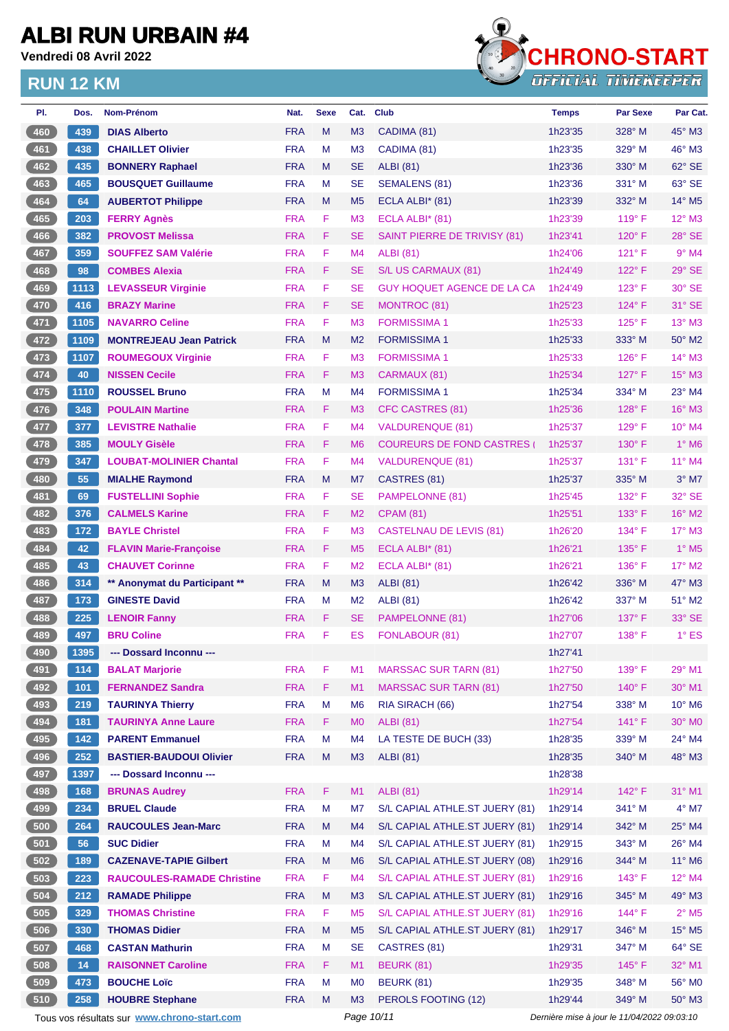# ALBI RUN URBAIN #4

**Vendredi 08 Avril 2022**

## RUN 12 KM

| Pl. | Dos. | Nom-Prénom | Nat. | Sexe | Cat. | Club | Temps | Par Sexe | Par Cat. |
|---|---|---|---|---|---|---|---|---|---|
| 460 | 439 | DIAS Alberto | FRA | M | M3 | CADIMA (81) | 1h23'35 | 328° M | 45° M3 |
| 461 | 438 | CHAILLET Olivier | FRA | M | M3 | CADIMA (81) | 1h23'35 | 329° M | 46° M3 |
| 462 | 435 | BONNERY Raphael | FRA | M | SE | ALBI (81) | 1h23'36 | 330° M | 62° SE |
| 463 | 465 | BOUSQUET Guillaume | FRA | M | SE | SEMALENS (81) | 1h23'36 | 331° M | 63° SE |
| 464 | 64 | AUBERTOT Philippe | FRA | M | M5 | ECLA ALBI* (81) | 1h23'39 | 332° M | 14° M5 |
| 465 | 203 | FERRY Agnès | FRA | F | M3 | ECLA ALBI* (81) | 1h23'39 | 119° F | 12° M3 |
| 466 | 382 | PROVOST Melissa | FRA | F | SE | SAINT PIERRE DE TRIVISY (81) | 1h23'41 | 120° F | 28° SE |
| 467 | 359 | SOUFFEZ SAM Valérie | FRA | F | M4 | ALBI (81) | 1h24'06 | 121° F | 9° M4 |
| 468 | 98 | COMBES Alexia | FRA | F | SE | S/L US CARMAUX (81) | 1h24'49 | 122° F | 29° SE |
| 469 | 1113 | LEVASSEUR Virginie | FRA | F | SE | GUY HOQUET AGENCE DE LA CA | 1h24'49 | 123° F | 30° SE |
| 470 | 416 | BRAZY Marine | FRA | F | SE | MONTROC (81) | 1h25'23 | 124° F | 31° SE |
| 471 | 1105 | NAVARRO Celine | FRA | F | M3 | FORMISSIMA 1 | 1h25'33 | 125° F | 13° M3 |
| 472 | 1109 | MONTREJEAU Jean Patrick | FRA | M | M2 | FORMISSIMA 1 | 1h25'33 | 333° M | 50° M2 |
| 473 | 1107 | ROUMEGOUX Virginie | FRA | F | M3 | FORMISSIMA 1 | 1h25'33 | 126° F | 14° M3 |
| 474 | 40 | NISSEN Cecile | FRA | F | M3 | CARMAUX (81) | 1h25'34 | 127° F | 15° M3 |
| 475 | 1110 | ROUSSEL Bruno | FRA | M | M4 | FORMISSIMA 1 | 1h25'34 | 334° M | 23° M4 |
| 476 | 348 | POULAIN Martine | FRA | F | M3 | CFC CASTRES (81) | 1h25'36 | 128° F | 16° M3 |
| 477 | 377 | LEVISTRE Nathalie | FRA | F | M4 | VALDURENQUE (81) | 1h25'37 | 129° F | 10° M4 |
| 478 | 385 | MOULY Gisèle | FRA | F | M6 | COUREURS DE FOND CASTRES ( | 1h25'37 | 130° F | 1° M6 |
| 479 | 347 | LOUBAT-MOLINIER Chantal | FRA | F | M4 | VALDURENQUE (81) | 1h25'37 | 131° F | 11° M4 |
| 480 | 55 | MIALHE Raymond | FRA | M | M7 | CASTRES (81) | 1h25'37 | 335° M | 3° M7 |
| 481 | 69 | FUSTELLINI Sophie | FRA | F | SE | PAMPELONNE (81) | 1h25'45 | 132° F | 32° SE |
| 482 | 376 | CALMELS Karine | FRA | F | M2 | CPAM (81) | 1h25'51 | 133° F | 16° M2 |
| 483 | 172 | BAYLE Christel | FRA | F | M3 | CASTELNAU DE LEVIS (81) | 1h26'20 | 134° F | 17° M3 |
| 484 | 42 | FLAVIN Marie-Françoise | FRA | F | M5 | ECLA ALBI* (81) | 1h26'21 | 135° F | 1° M5 |
| 485 | 43 | CHAUVET Corinne | FRA | F | M2 | ECLA ALBI* (81) | 1h26'21 | 136° F | 17° M2 |
| 486 | 314 | ** Anonymat du Participant ** | FRA | M | M3 | ALBI (81) | 1h26'42 | 336° M | 47° M3 |
| 487 | 173 | GINESTE David | FRA | M | M2 | ALBI (81) | 1h26'42 | 337° M | 51° M2 |
| 488 | 225 | LENOIR Fanny | FRA | F | SE | PAMPELONNE (81) | 1h27'06 | 137° F | 33° SE |
| 489 | 497 | BRU Coline | FRA | F | ES | FONLABOUR (81) | 1h27'07 | 138° F | 1° ES |
| 490 | 1395 | --- Dossard Inconnu --- | | | | | 1h27'41 | | |
| 491 | 114 | BALAT Marjorie | FRA | F | M1 | MARSSAC SUR TARN (81) | 1h27'50 | 139° F | 29° M1 |
| 492 | 101 | FERNANDEZ Sandra | FRA | F | M1 | MARSSAC SUR TARN (81) | 1h27'50 | 140° F | 30° M1 |
| 493 | 219 | TAURINYA Thierry | FRA | M | M6 | RIA SIRACH (66) | 1h27'54 | 338° M | 10° M6 |
| 494 | 181 | TAURINYA Anne Laure | FRA | F | M0 | ALBI (81) | 1h27'54 | 141° F | 30° M0 |
| 495 | 142 | PARENT Emmanuel | FRA | M | M4 | LA TESTE DE BUCH (33) | 1h28'35 | 339° M | 24° M4 |
| 496 | 252 | BASTIER-BAUDOUI Olivier | FRA | M | M3 | ALBI (81) | 1h28'35 | 340° M | 48° M3 |
| 497 | 1397 | --- Dossard Inconnu --- | | | | | 1h28'38 | | |
| 498 | 168 | BRUNAS Audrey | FRA | F | M1 | ALBI (81) | 1h29'14 | 142° F | 31° M1 |
| 499 | 234 | BRUEL Claude | FRA | M | M7 | S/L CAPIAL ATHLE.ST JUERY (81) | 1h29'14 | 341° M | 4° M7 |
| 500 | 264 | RAUCOULES Jean-Marc | FRA | M | M4 | S/L CAPIAL ATHLE.ST JUERY (81) | 1h29'14 | 342° M | 25° M4 |
| 501 | 56 | SUC Didier | FRA | M | M4 | S/L CAPIAL ATHLE.ST JUERY (81) | 1h29'15 | 343° M | 26° M4 |
| 502 | 189 | CAZENAVE-TAPIE Gilbert | FRA | M | M6 | S/L CAPIAL ATHLE.ST JUERY (08) | 1h29'16 | 344° M | 11° M6 |
| 503 | 223 | RAUCOULES-RAMADE Christine | FRA | F | M4 | S/L CAPIAL ATHLE.ST JUERY (81) | 1h29'16 | 143° F | 12° M4 |
| 504 | 212 | RAMADE Philippe | FRA | M | M3 | S/L CAPIAL ATHLE.ST JUERY (81) | 1h29'16 | 345° M | 49° M3 |
| 505 | 329 | THOMAS Christine | FRA | F | M5 | S/L CAPIAL ATHLE.ST JUERY (81) | 1h29'16 | 144° F | 2° M5 |
| 506 | 330 | THOMAS Didier | FRA | M | M5 | S/L CAPIAL ATHLE.ST JUERY (81) | 1h29'17 | 346° M | 15° M5 |
| 507 | 468 | CASTAN Mathurin | FRA | M | SE | CASTRES (81) | 1h29'31 | 347° M | 64° SE |
| 508 | 14 | RAISONNET Caroline | FRA | F | M1 | BEURK (81) | 1h29'35 | 145° F | 32° M1 |
| 509 | 473 | BOUCHE Loïc | FRA | M | M0 | BEURK (81) | 1h29'35 | 348° M | 56° M0 |
| 510 | 258 | HOUBRE Stephane | FRA | M | M3 | PEROLS FOOTING (12) | 1h29'44 | 349° M | 50° M3 |

Tous vos résultats sur www.chrono-start.com

*Dernière mise à jour le 11/04/2022 09:03:10*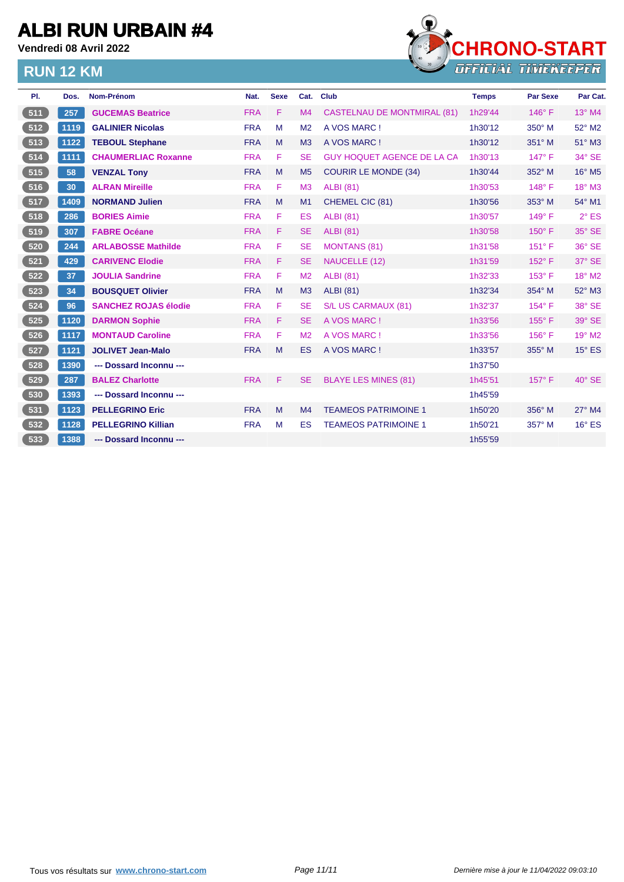# ALBI RUN URBAIN #4

**Vendredi 08 Avril 2022**

## RUN 12 KM

CHRONO-START — OFFICIAL TIMEKEEPER

| Pl. | Dos. | Nom-Prénom | Nat. | Sexe | Cat. | Club | Temps | Par Sexe | Par Cat. |
|---|---|---|---|---|---|---|---|---|---|
| 511 | 257 | **GUCEMAS Beatrice** | FRA | F | M4 | CASTELNAU DE MONTMIRAL (81) | 1h29'44 | 146° F | 13° M4 |
| 512 | 1119 | **GALINIER Nicolas** | FRA | M | M2 | A VOS MARC ! | 1h30'12 | 350° M | 52° M2 |
| 513 | 1122 | **TEBOUL Stephane** | FRA | M | M3 | A VOS MARC ! | 1h30'12 | 351° M | 51° M3 |
| 514 | 1111 | **CHAUMERLIAC Roxanne** | FRA | F | SE | GUY HOQUET AGENCE DE LA CA | 1h30'13 | 147° F | 34° SE |
| 515 | 58 | **VENZAL Tony** | FRA | M | M5 | COURIR LE MONDE (34) | 1h30'44 | 352° M | 16° M5 |
| 516 | 30 | **ALRAN Mireille** | FRA | F | M3 | ALBI (81) | 1h30'53 | 148° F | 18° M3 |
| 517 | 1409 | **NORMAND Julien** | FRA | M | M1 | CHEMEL CIC (81) | 1h30'56 | 353° M | 54° M1 |
| 518 | 286 | **BORIES Aimie** | FRA | F | ES | ALBI (81) | 1h30'57 | 149° F | 2° ES |
| 519 | 307 | **FABRE Océane** | FRA | F | SE | ALBI (81) | 1h30'58 | 150° F | 35° SE |
| 520 | 244 | **ARLABOSSE Mathilde** | FRA | F | SE | MONTANS (81) | 1h31'58 | 151° F | 36° SE |
| 521 | 429 | **CARIVENC Elodie** | FRA | F | SE | NAUCELLE (12) | 1h31'59 | 152° F | 37° SE |
| 522 | 37 | **JOULIA Sandrine** | FRA | F | M2 | ALBI (81) | 1h32'33 | 153° F | 18° M2 |
| 523 | 34 | **BOUSQUET Olivier** | FRA | M | M3 | ALBI (81) | 1h32'34 | 354° M | 52° M3 |
| 524 | 96 | **SANCHEZ ROJAS élodie** | FRA | F | SE | S/L US CARMAUX (81) | 1h32'37 | 154° F | 38° SE |
| 525 | 1120 | **DARMON Sophie** | FRA | F | SE | A VOS MARC ! | 1h33'56 | 155° F | 39° SE |
| 526 | 1117 | **MONTAUD Caroline** | FRA | F | M2 | A VOS MARC ! | 1h33'56 | 156° F | 19° M2 |
| 527 | 1121 | **JOLIVET Jean-Malo** | FRA | M | ES | A VOS MARC ! | 1h33'57 | 355° M | 15° ES |
| 528 | 1390 | **--- Dossard Inconnu ---** | | | | | 1h37'50 | | |
| 529 | 287 | **BALEZ Charlotte** | FRA | F | SE | BLAYE LES MINES (81) | 1h45'51 | 157° F | 40° SE |
| 530 | 1393 | **--- Dossard Inconnu ---** | | | | | 1h45'59 | | |
| 531 | 1123 | **PELLEGRINO Eric** | FRA | M | M4 | TEAMEOS PATRIMOINE 1 | 1h50'20 | 356° M | 27° M4 |
| 532 | 1128 | **PELLEGRINO Killian** | FRA | M | ES | TEAMEOS PATRIMOINE 1 | 1h50'21 | 357° M | 16° ES |
| 533 | 1388 | **--- Dossard Inconnu ---** | | | | | 1h55'59 | | |

Tous vos résultats sur www.chrono-start.com

*Dernière mise à jour le 11/04/2022 09:03:10*